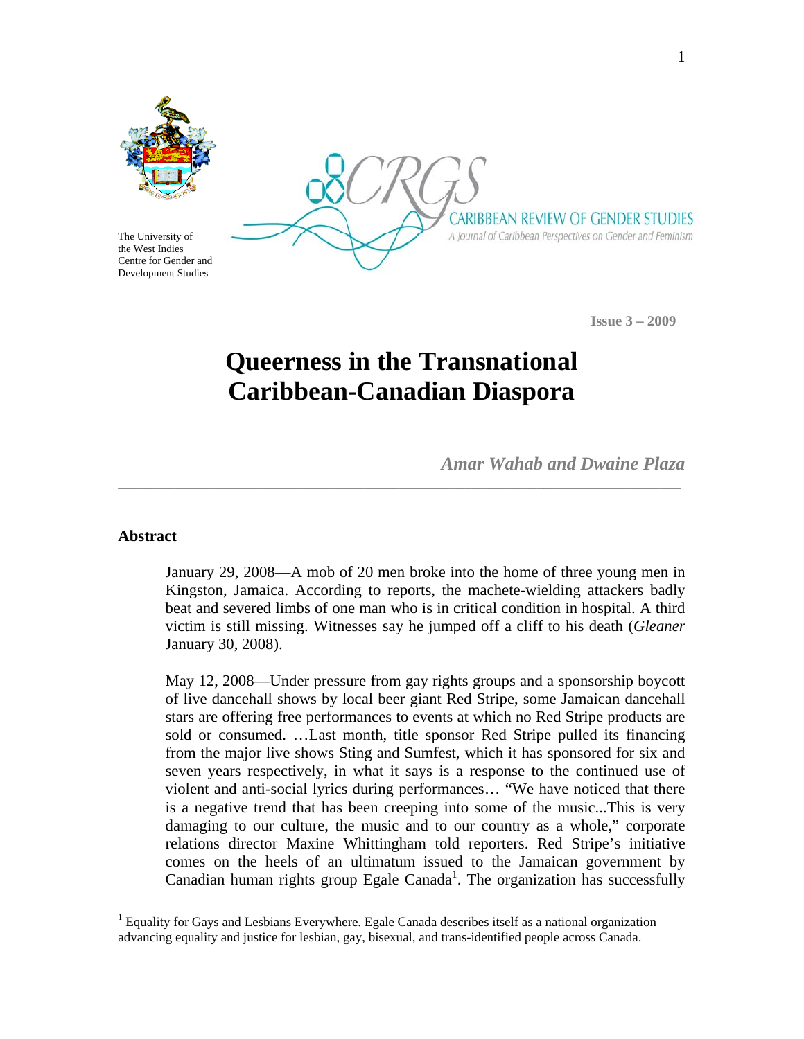The University of the West Indies Centre for Gender and Development Studies

CARIBBEAN REVIEW OF GENDER STUDIES

*A Journal of Caribbean Perspectives on Gender and Feminism*

**Issue 3 – 2009**

# Queerness in the Transnational Caribbean-Canadian Diaspora

***Amar Wahab and Dwaine Plaza***

## Abstract

January 29, 2008—A mob of 20 men broke into the home of three young men in Kingston, Jamaica. According to reports, the machete-wielding attackers badly beat and severed limbs of one man who is in critical condition in hospital. A third victim is still missing. Witnesses say he jumped off a cliff to his death (*Gleaner* January 30, 2008).

May 12, 2008—Under pressure from gay rights groups and a sponsorship boycott of live dancehall shows by local beer giant Red Stripe, some Jamaican dancehall stars are offering free performances to events at which no Red Stripe products are sold or consumed. …Last month, title sponsor Red Stripe pulled its financing from the major live shows Sting and Sumfest, which it has sponsored for six and seven years respectively, in what it says is a response to the continued use of violent and anti-social lyrics during performances… "We have noticed that there is a negative trend that has been creeping into some of the music...This is very damaging to our culture, the music and to our country as a whole," corporate relations director Maxine Whittingham told reporters. Red Stripe's initiative comes on the heels of an ultimatum issued to the Jamaican government by Canadian human rights group Egale Canada[1]. The organization has successfully

[1] Equality for Gays and Lesbians Everywhere. Egale Canada describes itself as a national organization advancing equality and justice for lesbian, gay, bisexual, and trans-identified people across Canada.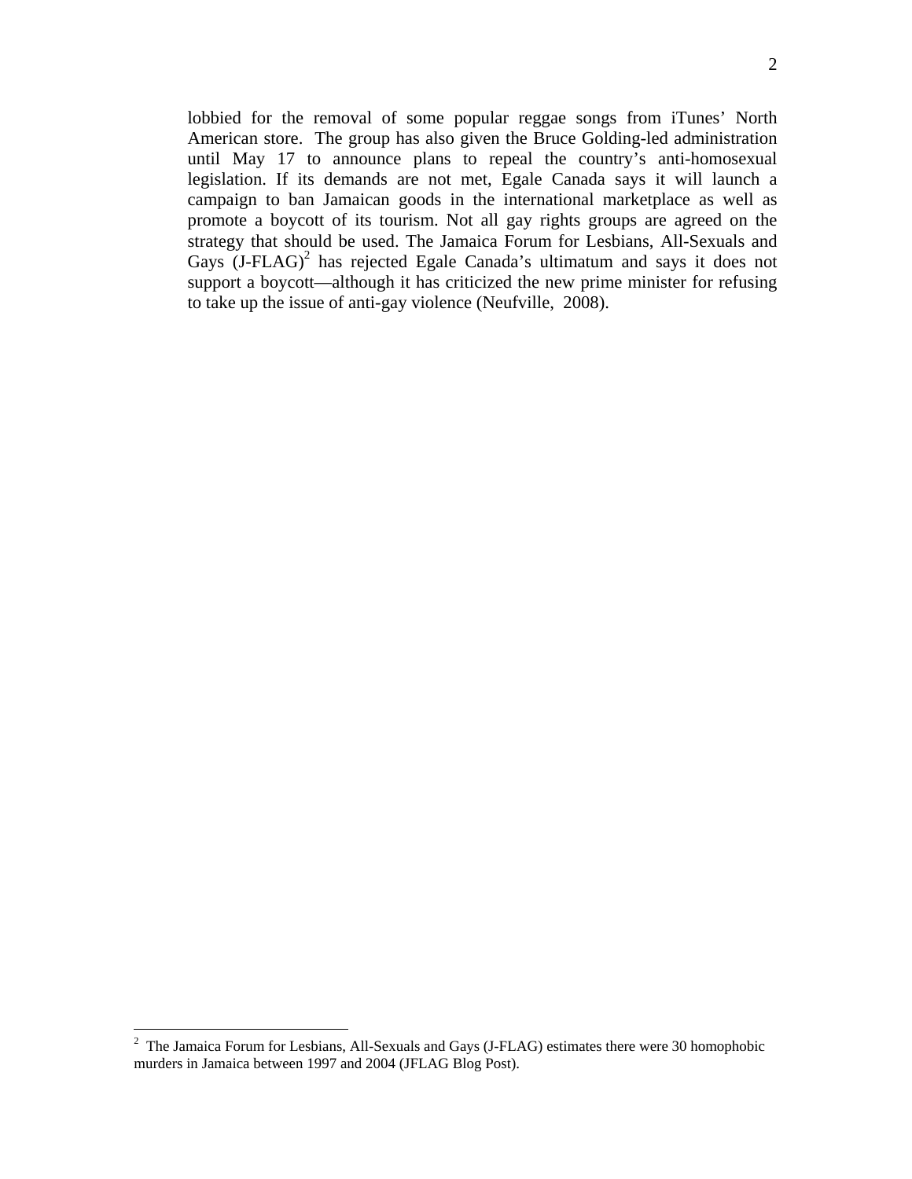lobbied for the removal of some popular reggae songs from iTunes' North American store. The group has also given the Bruce Golding-led administration until May 17 to announce plans to repeal the country's anti-homosexual legislation. If its demands are not met, Egale Canada says it will launch a campaign to ban Jamaican goods in the international marketplace as well as promote a boycott of its tourism. Not all gay rights groups are agreed on the strategy that should be used. The Jamaica Forum for Lesbians, All-Sexuals and Gays (J-FLAG)[2] has rejected Egale Canada's ultimatum and says it does not support a boycott—although it has criticized the new prime minister for refusing to take up the issue of anti-gay violence (Neufville, 2008).

---

[2] The Jamaica Forum for Lesbians, All-Sexuals and Gays (J-FLAG) estimates there were 30 homophobic murders in Jamaica between 1997 and 2004 (JFLAG Blog Post).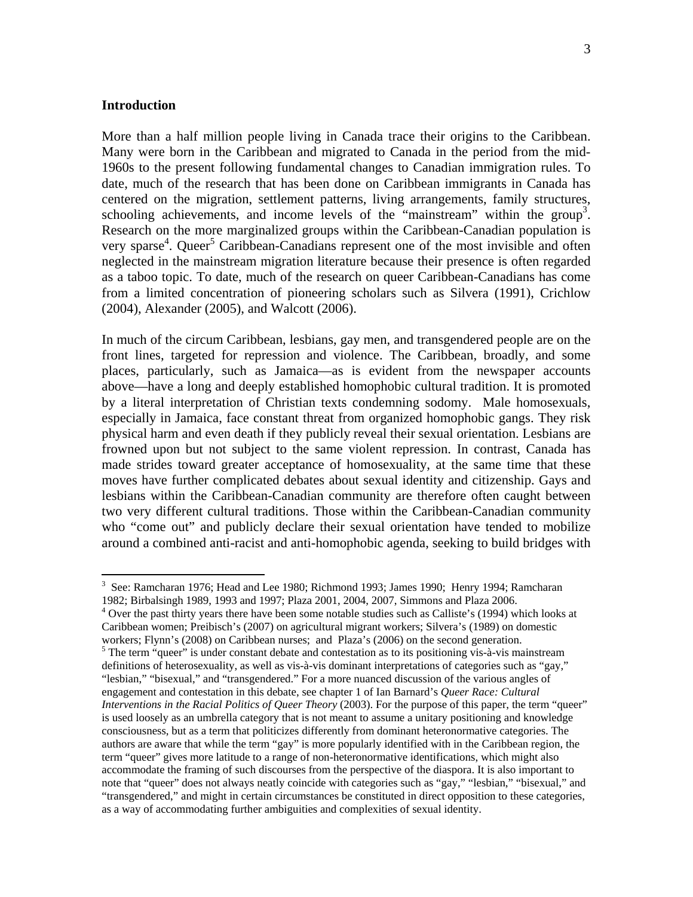## Introduction

More than a half million people living in Canada trace their origins to the Caribbean. Many were born in the Caribbean and migrated to Canada in the period from the mid-1960s to the present following fundamental changes to Canadian immigration rules. To date, much of the research that has been done on Caribbean immigrants in Canada has centered on the migration, settlement patterns, living arrangements, family structures, schooling achievements, and income levels of the "mainstream" within the group[3]. Research on the more marginalized groups within the Caribbean-Canadian population is very sparse[4]. Queer[5] Caribbean-Canadians represent one of the most invisible and often neglected in the mainstream migration literature because their presence is often regarded as a taboo topic. To date, much of the research on queer Caribbean-Canadians has come from a limited concentration of pioneering scholars such as Silvera (1991), Crichlow (2004), Alexander (2005), and Walcott (2006).

In much of the circum Caribbean, lesbians, gay men, and transgendered people are on the front lines, targeted for repression and violence. The Caribbean, broadly, and some places, particularly, such as Jamaica—as is evident from the newspaper accounts above—have a long and deeply established homophobic cultural tradition. It is promoted by a literal interpretation of Christian texts condemning sodomy. Male homosexuals, especially in Jamaica, face constant threat from organized homophobic gangs. They risk physical harm and even death if they publicly reveal their sexual orientation. Lesbians are frowned upon but not subject to the same violent repression. In contrast, Canada has made strides toward greater acceptance of homosexuality, at the same time that these moves have further complicated debates about sexual identity and citizenship. Gays and lesbians within the Caribbean-Canadian community are therefore often caught between two very different cultural traditions. Those within the Caribbean-Canadian community who "come out" and publicly declare their sexual orientation have tended to mobilize around a combined anti-racist and anti-homophobic agenda, seeking to build bridges with

---

[3] See: Ramcharan 1976; Head and Lee 1980; Richmond 1993; James 1990; Henry 1994; Ramcharan 1982; Birbalsingh 1989, 1993 and 1997; Plaza 2001, 2004, 2007, Simmons and Plaza 2006.

[4] Over the past thirty years there have been some notable studies such as Calliste's (1994) which looks at Caribbean women; Preibisch's (2007) on agricultural migrant workers; Silvera's (1989) on domestic workers; Flynn's (2008) on Caribbean nurses; and Plaza's (2006) on the second generation.

[5] The term "queer" is under constant debate and contestation as to its positioning vis-à-vis mainstream definitions of heterosexuality, as well as vis-à-vis dominant interpretations of categories such as "gay," "lesbian," "bisexual," and "transgendered." For a more nuanced discussion of the various angles of engagement and contestation in this debate, see chapter 1 of Ian Barnard's *Queer Race: Cultural Interventions in the Racial Politics of Queer Theory* (2003). For the purpose of this paper, the term "queer" is used loosely as an umbrella category that is not meant to assume a unitary positioning and knowledge consciousness, but as a term that politicizes differently from dominant heteronormative categories. The authors are aware that while the term "gay" is more popularly identified with in the Caribbean region, the term "queer" gives more latitude to a range of non-heteronormative identifications, which might also accommodate the framing of such discourses from the perspective of the diaspora. It is also important to note that "queer" does not always neatly coincide with categories such as "gay," "lesbian," "bisexual," and "transgendered," and might in certain circumstances be constituted in direct opposition to these categories, as a way of accommodating further ambiguities and complexities of sexual identity.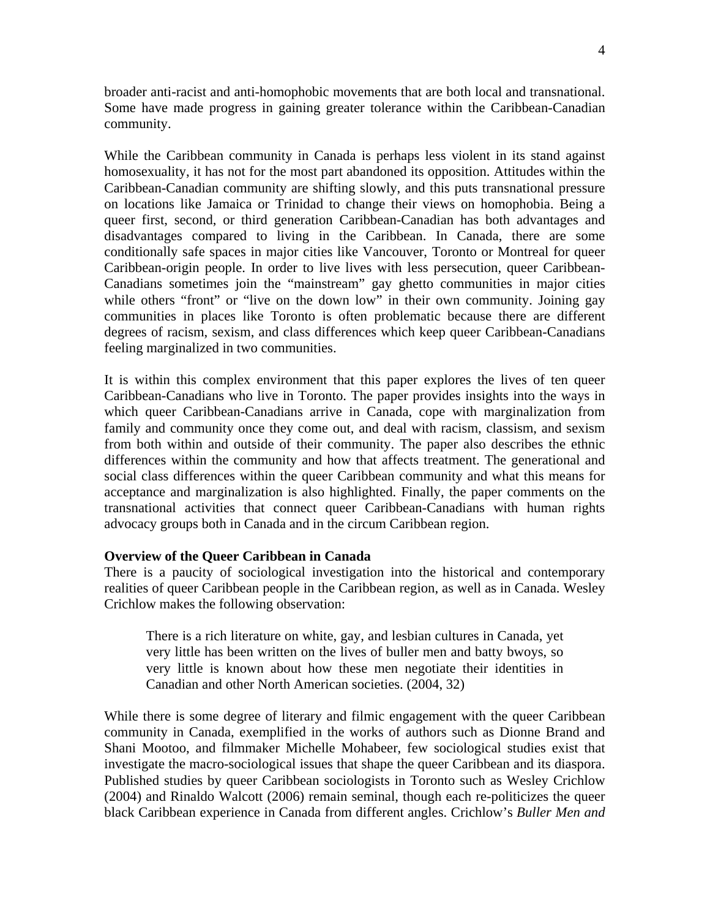broader anti-racist and anti-homophobic movements that are both local and transnational. Some have made progress in gaining greater tolerance within the Caribbean-Canadian community.

While the Caribbean community in Canada is perhaps less violent in its stand against homosexuality, it has not for the most part abandoned its opposition. Attitudes within the Caribbean-Canadian community are shifting slowly, and this puts transnational pressure on locations like Jamaica or Trinidad to change their views on homophobia. Being a queer first, second, or third generation Caribbean-Canadian has both advantages and disadvantages compared to living in the Caribbean. In Canada, there are some conditionally safe spaces in major cities like Vancouver, Toronto or Montreal for queer Caribbean-origin people. In order to live lives with less persecution, queer Caribbean-Canadians sometimes join the "mainstream" gay ghetto communities in major cities while others "front" or "live on the down low" in their own community. Joining gay communities in places like Toronto is often problematic because there are different degrees of racism, sexism, and class differences which keep queer Caribbean-Canadians feeling marginalized in two communities.

It is within this complex environment that this paper explores the lives of ten queer Caribbean-Canadians who live in Toronto. The paper provides insights into the ways in which queer Caribbean-Canadians arrive in Canada, cope with marginalization from family and community once they come out, and deal with racism, classism, and sexism from both within and outside of their community. The paper also describes the ethnic differences within the community and how that affects treatment. The generational and social class differences within the queer Caribbean community and what this means for acceptance and marginalization is also highlighted. Finally, the paper comments on the transnational activities that connect queer Caribbean-Canadians with human rights advocacy groups both in Canada and in the circum Caribbean region.

**Overview of the Queer Caribbean in Canada**

There is a paucity of sociological investigation into the historical and contemporary realities of queer Caribbean people in the Caribbean region, as well as in Canada. Wesley Crichlow makes the following observation:

> There is a rich literature on white, gay, and lesbian cultures in Canada, yet very little has been written on the lives of buller men and batty bwoys, so very little is known about how these men negotiate their identities in Canadian and other North American societies. (2004, 32)

While there is some degree of literary and filmic engagement with the queer Caribbean community in Canada, exemplified in the works of authors such as Dionne Brand and Shani Mootoo, and filmmaker Michelle Mohabeer, few sociological studies exist that investigate the macro-sociological issues that shape the queer Caribbean and its diaspora. Published studies by queer Caribbean sociologists in Toronto such as Wesley Crichlow (2004) and Rinaldo Walcott (2006) remain seminal, though each re-politicizes the queer black Caribbean experience in Canada from different angles. Crichlow's *Buller Men and*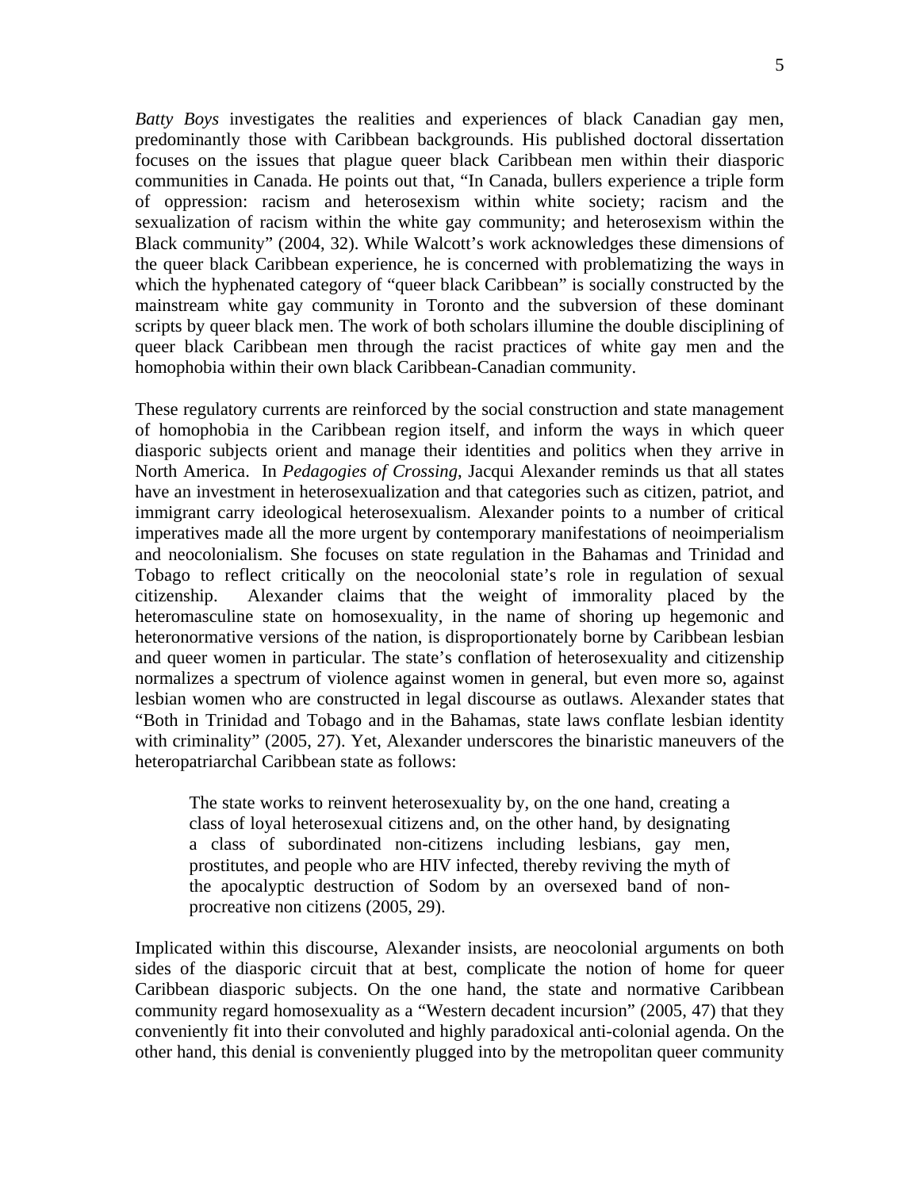*Batty Boys* investigates the realities and experiences of black Canadian gay men, predominantly those with Caribbean backgrounds. His published doctoral dissertation focuses on the issues that plague queer black Caribbean men within their diasporic communities in Canada. He points out that, "In Canada, bullers experience a triple form of oppression: racism and heterosexism within white society; racism and the sexualization of racism within the white gay community; and heterosexism within the Black community" (2004, 32). While Walcott's work acknowledges these dimensions of the queer black Caribbean experience, he is concerned with problematizing the ways in which the hyphenated category of "queer black Caribbean" is socially constructed by the mainstream white gay community in Toronto and the subversion of these dominant scripts by queer black men. The work of both scholars illumine the double disciplining of queer black Caribbean men through the racist practices of white gay men and the homophobia within their own black Caribbean-Canadian community.

These regulatory currents are reinforced by the social construction and state management of homophobia in the Caribbean region itself, and inform the ways in which queer diasporic subjects orient and manage their identities and politics when they arrive in North America. In *Pedagogies of Crossing*, Jacqui Alexander reminds us that all states have an investment in heterosexualization and that categories such as citizen, patriot, and immigrant carry ideological heterosexualism. Alexander points to a number of critical imperatives made all the more urgent by contemporary manifestations of neoimperialism and neocolonialism. She focuses on state regulation in the Bahamas and Trinidad and Tobago to reflect critically on the neocolonial state's role in regulation of sexual citizenship. Alexander claims that the weight of immorality placed by the heteromasculine state on homosexuality, in the name of shoring up hegemonic and heteronormative versions of the nation, is disproportionately borne by Caribbean lesbian and queer women in particular. The state's conflation of heterosexuality and citizenship normalizes a spectrum of violence against women in general, but even more so, against lesbian women who are constructed in legal discourse as outlaws. Alexander states that "Both in Trinidad and Tobago and in the Bahamas, state laws conflate lesbian identity with criminality" (2005, 27). Yet, Alexander underscores the binaristic maneuvers of the heteropatriarchal Caribbean state as follows:

> The state works to reinvent heterosexuality by, on the one hand, creating a class of loyal heterosexual citizens and, on the other hand, by designating a class of subordinated non-citizens including lesbians, gay men, prostitutes, and people who are HIV infected, thereby reviving the myth of the apocalyptic destruction of Sodom by an oversexed band of non-procreative non citizens (2005, 29).

Implicated within this discourse, Alexander insists, are neocolonial arguments on both sides of the diasporic circuit that at best, complicate the notion of home for queer Caribbean diasporic subjects. On the one hand, the state and normative Caribbean community regard homosexuality as a "Western decadent incursion" (2005, 47) that they conveniently fit into their convoluted and highly paradoxical anti-colonial agenda. On the other hand, this denial is conveniently plugged into by the metropolitan queer community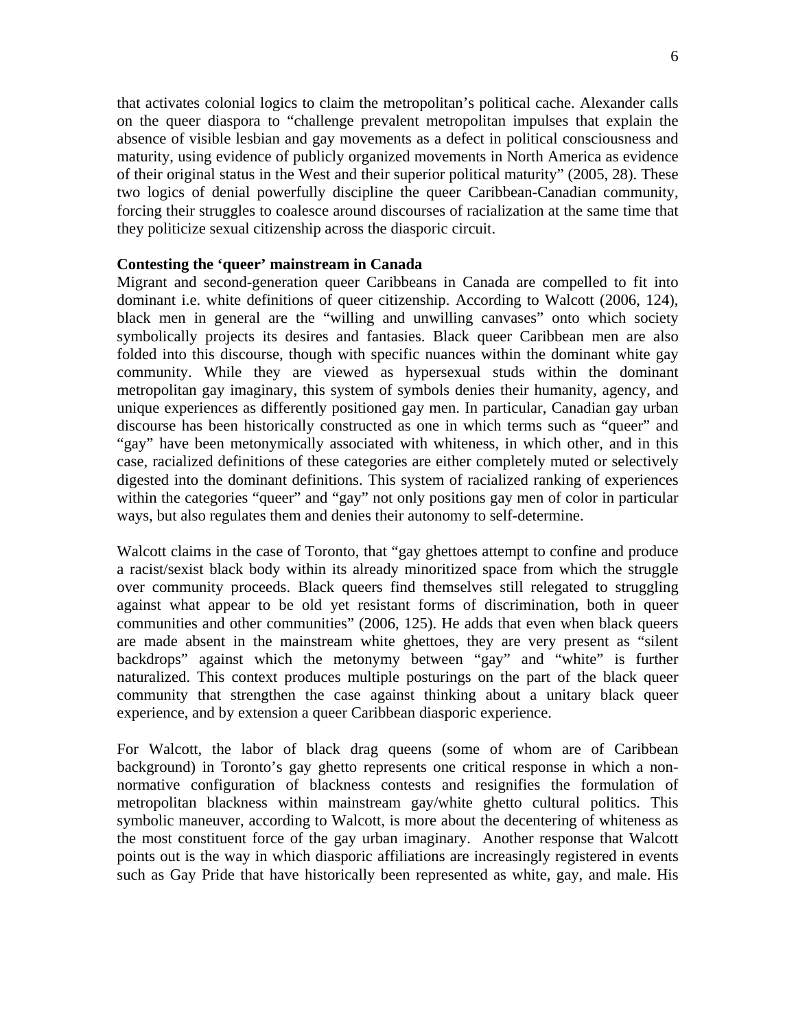that activates colonial logics to claim the metropolitan's political cache. Alexander calls on the queer diaspora to "challenge prevalent metropolitan impulses that explain the absence of visible lesbian and gay movements as a defect in political consciousness and maturity, using evidence of publicly organized movements in North America as evidence of their original status in the West and their superior political maturity" (2005, 28). These two logics of denial powerfully discipline the queer Caribbean-Canadian community, forcing their struggles to coalesce around discourses of racialization at the same time that they politicize sexual citizenship across the diasporic circuit.

**Contesting the 'queer' mainstream in Canada**

Migrant and second-generation queer Caribbeans in Canada are compelled to fit into dominant i.e. white definitions of queer citizenship. According to Walcott (2006, 124), black men in general are the "willing and unwilling canvases" onto which society symbolically projects its desires and fantasies. Black queer Caribbean men are also folded into this discourse, though with specific nuances within the dominant white gay community. While they are viewed as hypersexual studs within the dominant metropolitan gay imaginary, this system of symbols denies their humanity, agency, and unique experiences as differently positioned gay men. In particular, Canadian gay urban discourse has been historically constructed as one in which terms such as "queer" and "gay" have been metonymically associated with whiteness, in which other, and in this case, racialized definitions of these categories are either completely muted or selectively digested into the dominant definitions. This system of racialized ranking of experiences within the categories "queer" and "gay" not only positions gay men of color in particular ways, but also regulates them and denies their autonomy to self-determine.

Walcott claims in the case of Toronto, that "gay ghettoes attempt to confine and produce a racist/sexist black body within its already minoritized space from which the struggle over community proceeds. Black queers find themselves still relegated to struggling against what appear to be old yet resistant forms of discrimination, both in queer communities and other communities" (2006, 125). He adds that even when black queers are made absent in the mainstream white ghettoes, they are very present as "silent backdrops" against which the metonymy between "gay" and "white" is further naturalized. This context produces multiple posturings on the part of the black queer community that strengthen the case against thinking about a unitary black queer experience, and by extension a queer Caribbean diasporic experience.

For Walcott, the labor of black drag queens (some of whom are of Caribbean background) in Toronto's gay ghetto represents one critical response in which a non-normative configuration of blackness contests and resignifies the formulation of metropolitan blackness within mainstream gay/white ghetto cultural politics. This symbolic maneuver, according to Walcott, is more about the decentering of whiteness as the most constituent force of the gay urban imaginary. Another response that Walcott points out is the way in which diasporic affiliations are increasingly registered in events such as Gay Pride that have historically been represented as white, gay, and male. His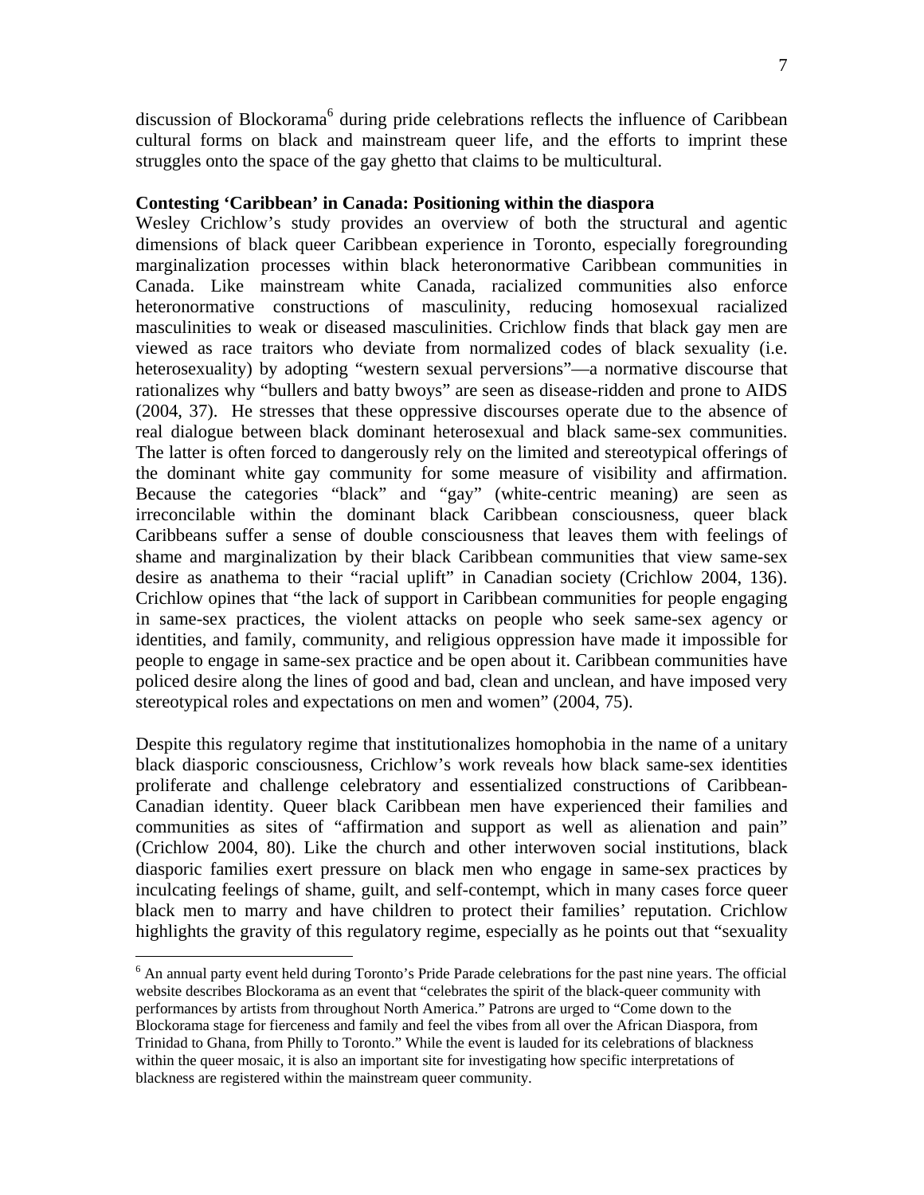discussion of Blockorama[6] during pride celebrations reflects the influence of Caribbean cultural forms on black and mainstream queer life, and the efforts to imprint these struggles onto the space of the gay ghetto that claims to be multicultural.

**Contesting 'Caribbean' in Canada: Positioning within the diaspora**

Wesley Crichlow's study provides an overview of both the structural and agentic dimensions of black queer Caribbean experience in Toronto, especially foregrounding marginalization processes within black heteronormative Caribbean communities in Canada. Like mainstream white Canada, racialized communities also enforce heteronormative constructions of masculinity, reducing homosexual racialized masculinities to weak or diseased masculinities. Crichlow finds that black gay men are viewed as race traitors who deviate from normalized codes of black sexuality (i.e. heterosexuality) by adopting "western sexual perversions"—a normative discourse that rationalizes why "bullers and batty bwoys" are seen as disease-ridden and prone to AIDS (2004, 37). He stresses that these oppressive discourses operate due to the absence of real dialogue between black dominant heterosexual and black same-sex communities. The latter is often forced to dangerously rely on the limited and stereotypical offerings of the dominant white gay community for some measure of visibility and affirmation. Because the categories "black" and "gay" (white-centric meaning) are seen as irreconcilable within the dominant black Caribbean consciousness, queer black Caribbeans suffer a sense of double consciousness that leaves them with feelings of shame and marginalization by their black Caribbean communities that view same-sex desire as anathema to their "racial uplift" in Canadian society (Crichlow 2004, 136). Crichlow opines that "the lack of support in Caribbean communities for people engaging in same-sex practices, the violent attacks on people who seek same-sex agency or identities, and family, community, and religious oppression have made it impossible for people to engage in same-sex practice and be open about it. Caribbean communities have policed desire along the lines of good and bad, clean and unclean, and have imposed very stereotypical roles and expectations on men and women" (2004, 75).

Despite this regulatory regime that institutionalizes homophobia in the name of a unitary black diasporic consciousness, Crichlow's work reveals how black same-sex identities proliferate and challenge celebratory and essentialized constructions of Caribbean-Canadian identity. Queer black Caribbean men have experienced their families and communities as sites of "affirmation and support as well as alienation and pain" (Crichlow 2004, 80). Like the church and other interwoven social institutions, black diasporic families exert pressure on black men who engage in same-sex practices by inculcating feelings of shame, guilt, and self-contempt, which in many cases force queer black men to marry and have children to protect their families' reputation. Crichlow highlights the gravity of this regulatory regime, especially as he points out that "sexuality

---

[6] An annual party event held during Toronto's Pride Parade celebrations for the past nine years. The official website describes Blockorama as an event that "celebrates the spirit of the black-queer community with performances by artists from throughout North America." Patrons are urged to "Come down to the Blockorama stage for fierceness and family and feel the vibes from all over the African Diaspora, from Trinidad to Ghana, from Philly to Toronto." While the event is lauded for its celebrations of blackness within the queer mosaic, it is also an important site for investigating how specific interpretations of blackness are registered within the mainstream queer community.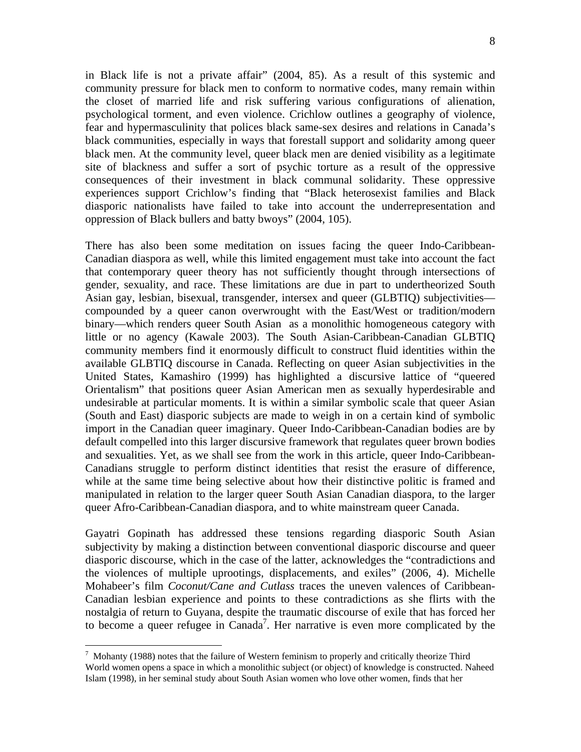in Black life is not a private affair" (2004, 85). As a result of this systemic and community pressure for black men to conform to normative codes, many remain within the closet of married life and risk suffering various configurations of alienation, psychological torment, and even violence. Crichlow outlines a geography of violence, fear and hypermasculinity that polices black same-sex desires and relations in Canada's black communities, especially in ways that forestall support and solidarity among queer black men. At the community level, queer black men are denied visibility as a legitimate site of blackness and suffer a sort of psychic torture as a result of the oppressive consequences of their investment in black communal solidarity. These oppressive experiences support Crichlow's finding that "Black heterosexist families and Black diasporic nationalists have failed to take into account the underrepresentation and oppression of Black bullers and batty bwoys" (2004, 105).

There has also been some meditation on issues facing the queer Indo-Caribbean-Canadian diaspora as well, while this limited engagement must take into account the fact that contemporary queer theory has not sufficiently thought through intersections of gender, sexuality, and race. These limitations are due in part to undertheorized South Asian gay, lesbian, bisexual, transgender, intersex and queer (GLBTIQ) subjectivities—compounded by a queer canon overwrought with the East/West or tradition/modern binary—which renders queer South Asian as a monolithic homogeneous category with little or no agency (Kawale 2003). The South Asian-Caribbean-Canadian GLBTIQ community members find it enormously difficult to construct fluid identities within the available GLBTIQ discourse in Canada. Reflecting on queer Asian subjectivities in the United States, Kamashiro (1999) has highlighted a discursive lattice of "queered Orientalism" that positions queer Asian American men as sexually hyperdesirable and undesirable at particular moments. It is within a similar symbolic scale that queer Asian (South and East) diasporic subjects are made to weigh in on a certain kind of symbolic import in the Canadian queer imaginary. Queer Indo-Caribbean-Canadian bodies are by default compelled into this larger discursive framework that regulates queer brown bodies and sexualities. Yet, as we shall see from the work in this article, queer Indo-Caribbean-Canadians struggle to perform distinct identities that resist the erasure of difference, while at the same time being selective about how their distinctive politic is framed and manipulated in relation to the larger queer South Asian Canadian diaspora, to the larger queer Afro-Caribbean-Canadian diaspora, and to white mainstream queer Canada.

Gayatri Gopinath has addressed these tensions regarding diasporic South Asian subjectivity by making a distinction between conventional diasporic discourse and queer diasporic discourse, which in the case of the latter, acknowledges the "contradictions and the violences of multiple uprootings, displacements, and exiles" (2006, 4). Michelle Mohabeer's film *Coconut/Cane and Cutlass* traces the uneven valences of Caribbean-Canadian lesbian experience and points to these contradictions as she flirts with the nostalgia of return to Guyana, despite the traumatic discourse of exile that has forced her to become a queer refugee in Canada[7]. Her narrative is even more complicated by the

[7] Mohanty (1988) notes that the failure of Western feminism to properly and critically theorize Third World women opens a space in which a monolithic subject (or object) of knowledge is constructed. Naheed Islam (1998), in her seminal study about South Asian women who love other women, finds that her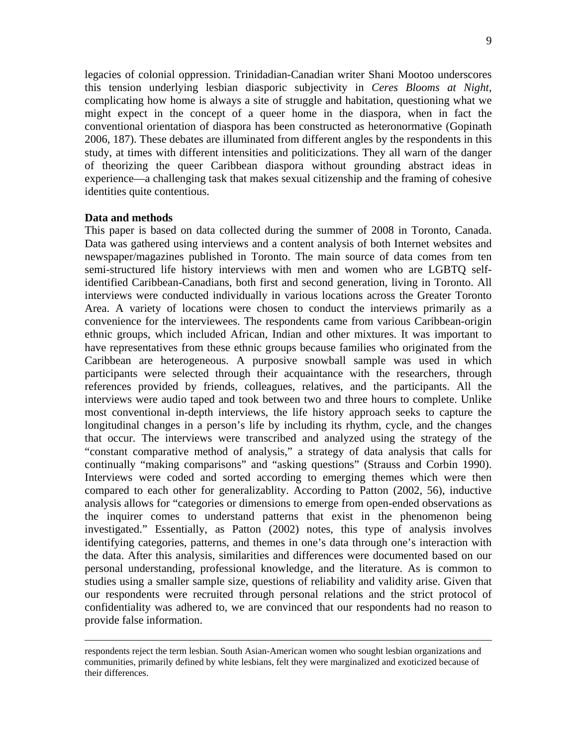legacies of colonial oppression. Trinidadian-Canadian writer Shani Mootoo underscores this tension underlying lesbian diasporic subjectivity in *Ceres Blooms at Night*, complicating how home is always a site of struggle and habitation, questioning what we might expect in the concept of a queer home in the diaspora, when in fact the conventional orientation of diaspora has been constructed as heteronormative (Gopinath 2006, 187). These debates are illuminated from different angles by the respondents in this study, at times with different intensities and politicizations. They all warn of the danger of theorizing the queer Caribbean diaspora without grounding abstract ideas in experience—a challenging task that makes sexual citizenship and the framing of cohesive identities quite contentious.

**Data and methods**

This paper is based on data collected during the summer of 2008 in Toronto, Canada. Data was gathered using interviews and a content analysis of both Internet websites and newspaper/magazines published in Toronto. The main source of data comes from ten semi-structured life history interviews with men and women who are LGBTQ self-identified Caribbean-Canadians, both first and second generation, living in Toronto. All interviews were conducted individually in various locations across the Greater Toronto Area. A variety of locations were chosen to conduct the interviews primarily as a convenience for the interviewees. The respondents came from various Caribbean-origin ethnic groups, which included African, Indian and other mixtures. It was important to have representatives from these ethnic groups because families who originated from the Caribbean are heterogeneous. A purposive snowball sample was used in which participants were selected through their acquaintance with the researchers, through references provided by friends, colleagues, relatives, and the participants. All the interviews were audio taped and took between two and three hours to complete. Unlike most conventional in-depth interviews, the life history approach seeks to capture the longitudinal changes in a person's life by including its rhythm, cycle, and the changes that occur. The interviews were transcribed and analyzed using the strategy of the "constant comparative method of analysis," a strategy of data analysis that calls for continually "making comparisons" and "asking questions" (Strauss and Corbin 1990). Interviews were coded and sorted according to emerging themes which were then compared to each other for generalizablity. According to Patton (2002, 56), inductive analysis allows for "categories or dimensions to emerge from open-ended observations as the inquirer comes to understand patterns that exist in the phenomenon being investigated." Essentially, as Patton (2002) notes, this type of analysis involves identifying categories, patterns, and themes in one's data through one's interaction with the data. After this analysis, similarities and differences were documented based on our personal understanding, professional knowledge, and the literature. As is common to studies using a smaller sample size, questions of reliability and validity arise. Given that our respondents were recruited through personal relations and the strict protocol of confidentiality was adhered to, we are convinced that our respondents had no reason to provide false information.

---

respondents reject the term lesbian. South Asian-American women who sought lesbian organizations and communities, primarily defined by white lesbians, felt they were marginalized and exoticized because of their differences.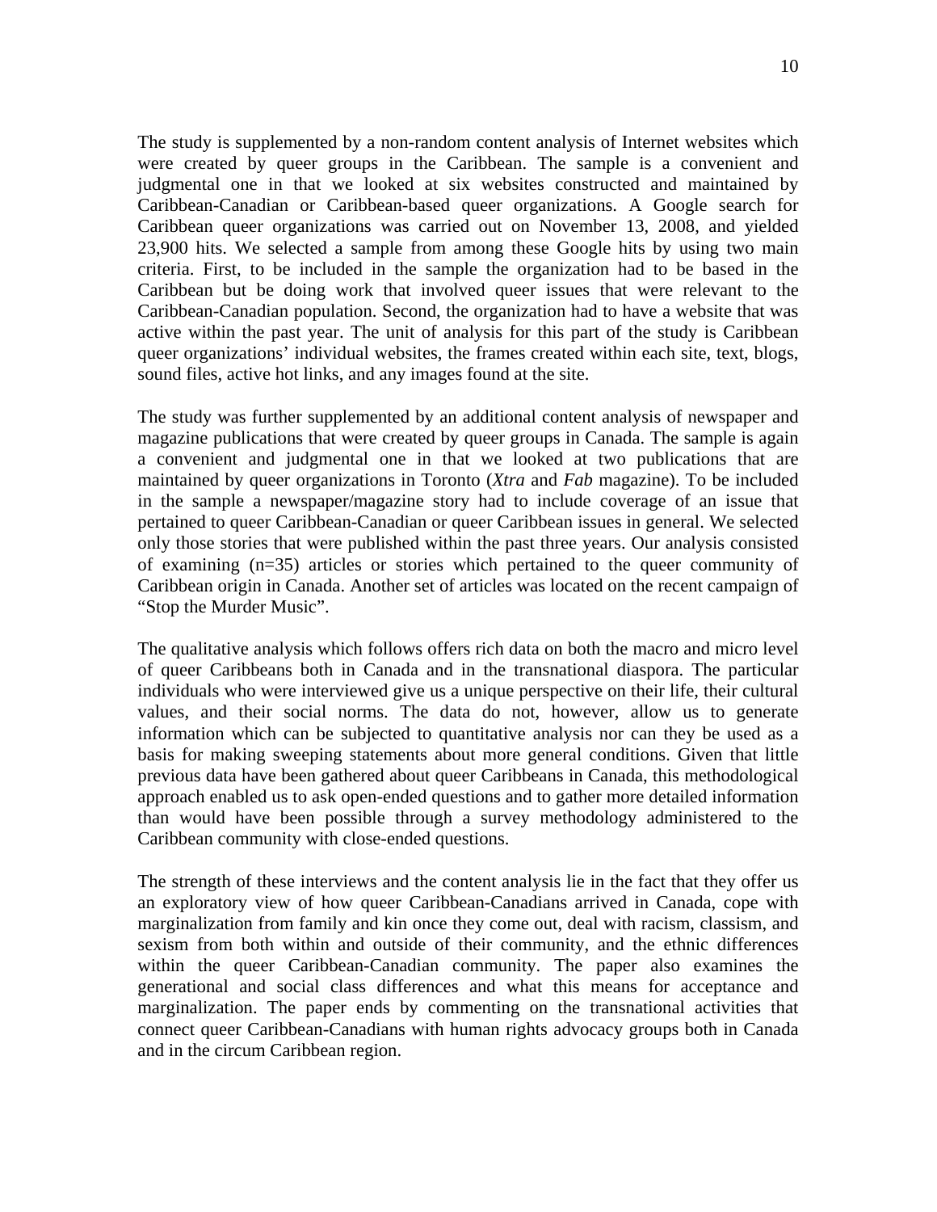The study is supplemented by a non-random content analysis of Internet websites which were created by queer groups in the Caribbean. The sample is a convenient and judgmental one in that we looked at six websites constructed and maintained by Caribbean-Canadian or Caribbean-based queer organizations. A Google search for Caribbean queer organizations was carried out on November 13, 2008, and yielded 23,900 hits. We selected a sample from among these Google hits by using two main criteria. First, to be included in the sample the organization had to be based in the Caribbean but be doing work that involved queer issues that were relevant to the Caribbean-Canadian population. Second, the organization had to have a website that was active within the past year. The unit of analysis for this part of the study is Caribbean queer organizations' individual websites, the frames created within each site, text, blogs, sound files, active hot links, and any images found at the site.

The study was further supplemented by an additional content analysis of newspaper and magazine publications that were created by queer groups in Canada. The sample is again a convenient and judgmental one in that we looked at two publications that are maintained by queer organizations in Toronto (*Xtra* and *Fab* magazine). To be included in the sample a newspaper/magazine story had to include coverage of an issue that pertained to queer Caribbean-Canadian or queer Caribbean issues in general. We selected only those stories that were published within the past three years. Our analysis consisted of examining (n=35) articles or stories which pertained to the queer community of Caribbean origin in Canada. Another set of articles was located on the recent campaign of "Stop the Murder Music".

The qualitative analysis which follows offers rich data on both the macro and micro level of queer Caribbeans both in Canada and in the transnational diaspora. The particular individuals who were interviewed give us a unique perspective on their life, their cultural values, and their social norms. The data do not, however, allow us to generate information which can be subjected to quantitative analysis nor can they be used as a basis for making sweeping statements about more general conditions. Given that little previous data have been gathered about queer Caribbeans in Canada, this methodological approach enabled us to ask open-ended questions and to gather more detailed information than would have been possible through a survey methodology administered to the Caribbean community with close-ended questions.

The strength of these interviews and the content analysis lie in the fact that they offer us an exploratory view of how queer Caribbean-Canadians arrived in Canada, cope with marginalization from family and kin once they come out, deal with racism, classism, and sexism from both within and outside of their community, and the ethnic differences within the queer Caribbean-Canadian community. The paper also examines the generational and social class differences and what this means for acceptance and marginalization. The paper ends by commenting on the transnational activities that connect queer Caribbean-Canadians with human rights advocacy groups both in Canada and in the circum Caribbean region.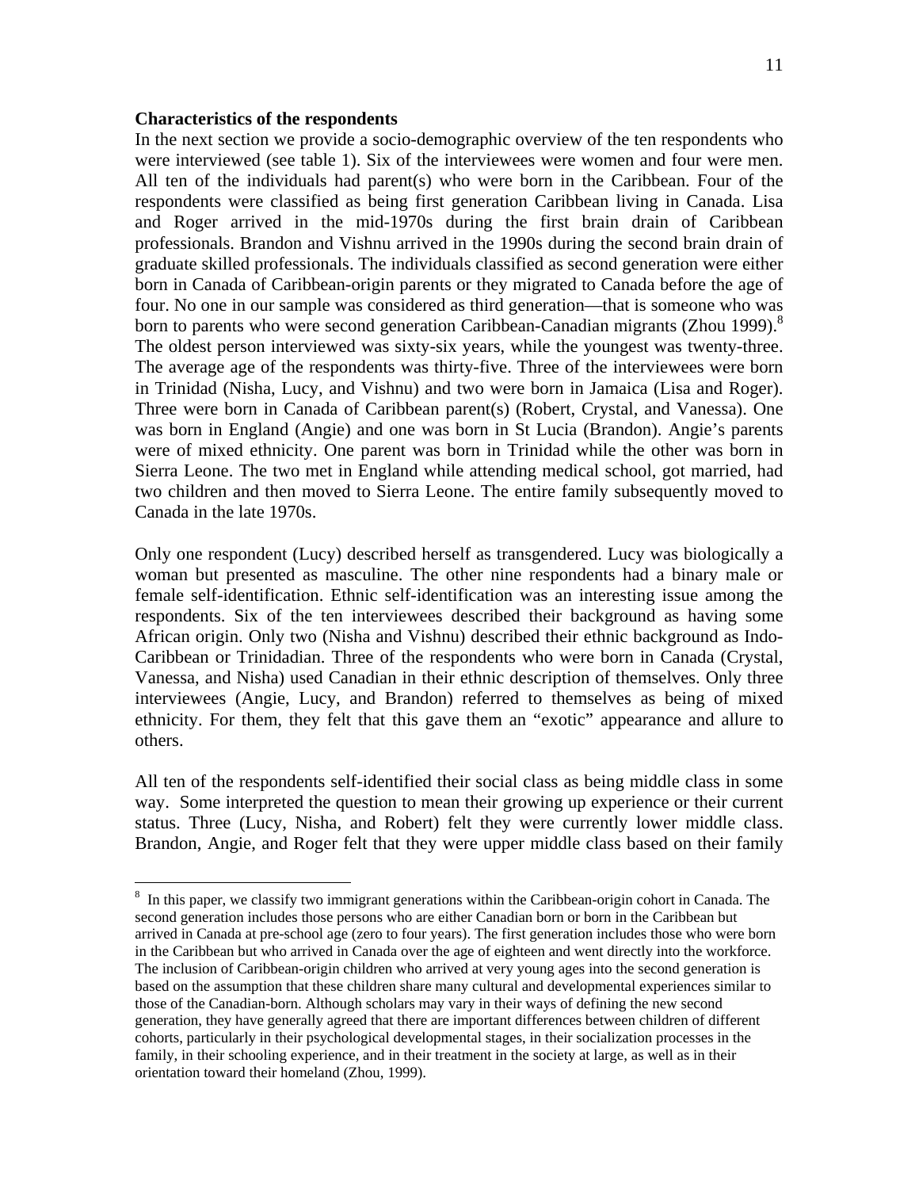**Characteristics of the respondents**

In the next section we provide a socio-demographic overview of the ten respondents who were interviewed (see table 1). Six of the interviewees were women and four were men. All ten of the individuals had parent(s) who were born in the Caribbean. Four of the respondents were classified as being first generation Caribbean living in Canada. Lisa and Roger arrived in the mid-1970s during the first brain drain of Caribbean professionals. Brandon and Vishnu arrived in the 1990s during the second brain drain of graduate skilled professionals. The individuals classified as second generation were either born in Canada of Caribbean-origin parents or they migrated to Canada before the age of four. No one in our sample was considered as third generation—that is someone who was born to parents who were second generation Caribbean-Canadian migrants (Zhou 1999).[8] The oldest person interviewed was sixty-six years, while the youngest was twenty-three. The average age of the respondents was thirty-five. Three of the interviewees were born in Trinidad (Nisha, Lucy, and Vishnu) and two were born in Jamaica (Lisa and Roger). Three were born in Canada of Caribbean parent(s) (Robert, Crystal, and Vanessa). One was born in England (Angie) and one was born in St Lucia (Brandon). Angie's parents were of mixed ethnicity. One parent was born in Trinidad while the other was born in Sierra Leone. The two met in England while attending medical school, got married, had two children and then moved to Sierra Leone. The entire family subsequently moved to Canada in the late 1970s.

Only one respondent (Lucy) described herself as transgendered. Lucy was biologically a woman but presented as masculine. The other nine respondents had a binary male or female self-identification. Ethnic self-identification was an interesting issue among the respondents. Six of the ten interviewees described their background as having some African origin. Only two (Nisha and Vishnu) described their ethnic background as Indo-Caribbean or Trinidadian. Three of the respondents who were born in Canada (Crystal, Vanessa, and Nisha) used Canadian in their ethnic description of themselves. Only three interviewees (Angie, Lucy, and Brandon) referred to themselves as being of mixed ethnicity. For them, they felt that this gave them an "exotic" appearance and allure to others.

All ten of the respondents self-identified their social class as being middle class in some way. Some interpreted the question to mean their growing up experience or their current status. Three (Lucy, Nisha, and Robert) felt they were currently lower middle class. Brandon, Angie, and Roger felt that they were upper middle class based on their family

---

[8] In this paper, we classify two immigrant generations within the Caribbean-origin cohort in Canada. The second generation includes those persons who are either Canadian born or born in the Caribbean but arrived in Canada at pre-school age (zero to four years). The first generation includes those who were born in the Caribbean but who arrived in Canada over the age of eighteen and went directly into the workforce. The inclusion of Caribbean-origin children who arrived at very young ages into the second generation is based on the assumption that these children share many cultural and developmental experiences similar to those of the Canadian-born. Although scholars may vary in their ways of defining the new second generation, they have generally agreed that there are important differences between children of different cohorts, particularly in their psychological developmental stages, in their socialization processes in the family, in their schooling experience, and in their treatment in the society at large, as well as in their orientation toward their homeland (Zhou, 1999).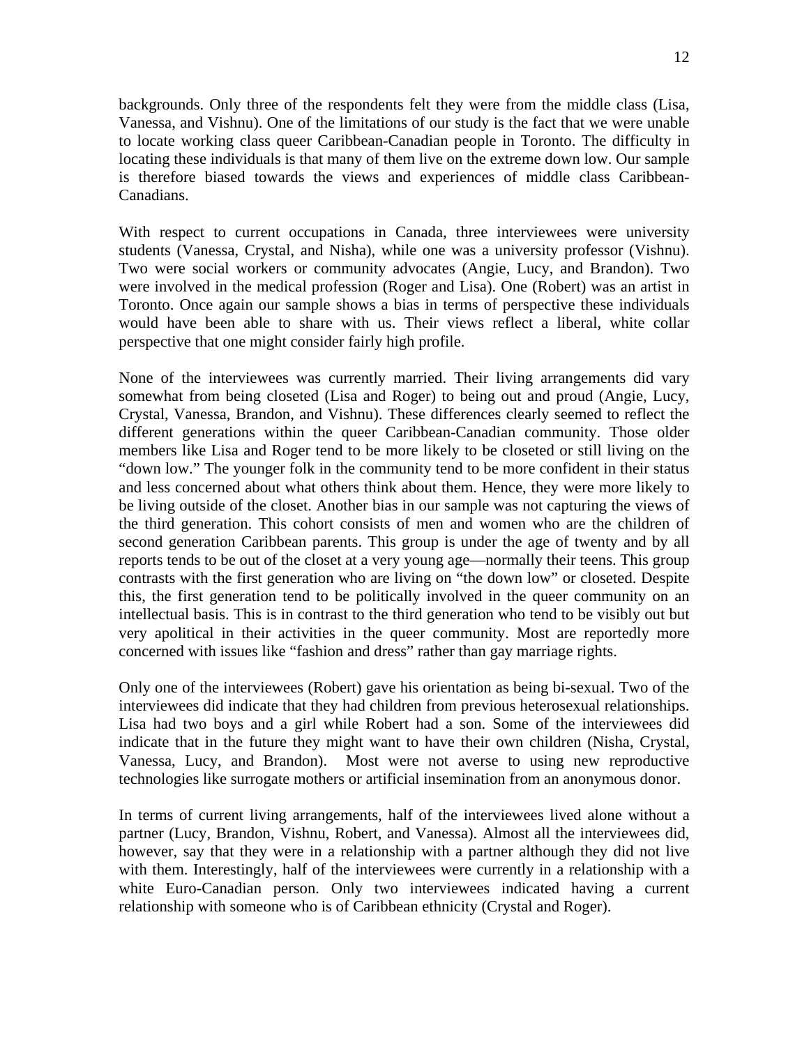backgrounds. Only three of the respondents felt they were from the middle class (Lisa, Vanessa, and Vishnu). One of the limitations of our study is the fact that we were unable to locate working class queer Caribbean-Canadian people in Toronto. The difficulty in locating these individuals is that many of them live on the extreme down low. Our sample is therefore biased towards the views and experiences of middle class Caribbean-Canadians.

With respect to current occupations in Canada, three interviewees were university students (Vanessa, Crystal, and Nisha), while one was a university professor (Vishnu). Two were social workers or community advocates (Angie, Lucy, and Brandon). Two were involved in the medical profession (Roger and Lisa). One (Robert) was an artist in Toronto. Once again our sample shows a bias in terms of perspective these individuals would have been able to share with us. Their views reflect a liberal, white collar perspective that one might consider fairly high profile.

None of the interviewees was currently married. Their living arrangements did vary somewhat from being closeted (Lisa and Roger) to being out and proud (Angie, Lucy, Crystal, Vanessa, Brandon, and Vishnu). These differences clearly seemed to reflect the different generations within the queer Caribbean-Canadian community. Those older members like Lisa and Roger tend to be more likely to be closeted or still living on the "down low." The younger folk in the community tend to be more confident in their status and less concerned about what others think about them. Hence, they were more likely to be living outside of the closet. Another bias in our sample was not capturing the views of the third generation. This cohort consists of men and women who are the children of second generation Caribbean parents. This group is under the age of twenty and by all reports tends to be out of the closet at a very young age—normally their teens. This group contrasts with the first generation who are living on "the down low" or closeted. Despite this, the first generation tend to be politically involved in the queer community on an intellectual basis. This is in contrast to the third generation who tend to be visibly out but very apolitical in their activities in the queer community. Most are reportedly more concerned with issues like "fashion and dress" rather than gay marriage rights.

Only one of the interviewees (Robert) gave his orientation as being bi-sexual. Two of the interviewees did indicate that they had children from previous heterosexual relationships. Lisa had two boys and a girl while Robert had a son. Some of the interviewees did indicate that in the future they might want to have their own children (Nisha, Crystal, Vanessa, Lucy, and Brandon). Most were not averse to using new reproductive technologies like surrogate mothers or artificial insemination from an anonymous donor.

In terms of current living arrangements, half of the interviewees lived alone without a partner (Lucy, Brandon, Vishnu, Robert, and Vanessa). Almost all the interviewees did, however, say that they were in a relationship with a partner although they did not live with them. Interestingly, half of the interviewees were currently in a relationship with a white Euro-Canadian person. Only two interviewees indicated having a current relationship with someone who is of Caribbean ethnicity (Crystal and Roger).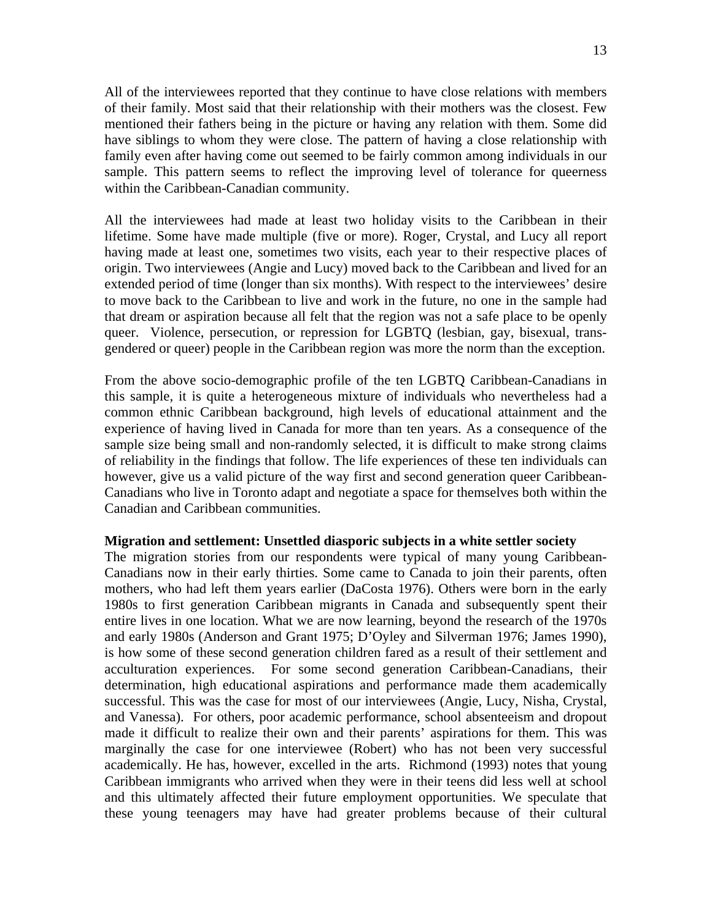All of the interviewees reported that they continue to have close relations with members of their family. Most said that their relationship with their mothers was the closest. Few mentioned their fathers being in the picture or having any relation with them. Some did have siblings to whom they were close. The pattern of having a close relationship with family even after having come out seemed to be fairly common among individuals in our sample. This pattern seems to reflect the improving level of tolerance for queerness within the Caribbean-Canadian community.

All the interviewees had made at least two holiday visits to the Caribbean in their lifetime. Some have made multiple (five or more). Roger, Crystal, and Lucy all report having made at least one, sometimes two visits, each year to their respective places of origin. Two interviewees (Angie and Lucy) moved back to the Caribbean and lived for an extended period of time (longer than six months). With respect to the interviewees' desire to move back to the Caribbean to live and work in the future, no one in the sample had that dream or aspiration because all felt that the region was not a safe place to be openly queer. Violence, persecution, or repression for LGBTQ (lesbian, gay, bisexual, trans-gendered or queer) people in the Caribbean region was more the norm than the exception.

From the above socio-demographic profile of the ten LGBTQ Caribbean-Canadians in this sample, it is quite a heterogeneous mixture of individuals who nevertheless had a common ethnic Caribbean background, high levels of educational attainment and the experience of having lived in Canada for more than ten years. As a consequence of the sample size being small and non-randomly selected, it is difficult to make strong claims of reliability in the findings that follow. The life experiences of these ten individuals can however, give us a valid picture of the way first and second generation queer Caribbean-Canadians who live in Toronto adapt and negotiate a space for themselves both within the Canadian and Caribbean communities.

**Migration and settlement: Unsettled diasporic subjects in a white settler society**

The migration stories from our respondents were typical of many young Caribbean-Canadians now in their early thirties. Some came to Canada to join their parents, often mothers, who had left them years earlier (DaCosta 1976). Others were born in the early 1980s to first generation Caribbean migrants in Canada and subsequently spent their entire lives in one location. What we are now learning, beyond the research of the 1970s and early 1980s (Anderson and Grant 1975; D'Oyley and Silverman 1976; James 1990), is how some of these second generation children fared as a result of their settlement and acculturation experiences. For some second generation Caribbean-Canadians, their determination, high educational aspirations and performance made them academically successful. This was the case for most of our interviewees (Angie, Lucy, Nisha, Crystal, and Vanessa). For others, poor academic performance, school absenteeism and dropout made it difficult to realize their own and their parents' aspirations for them. This was marginally the case for one interviewee (Robert) who has not been very successful academically. He has, however, excelled in the arts. Richmond (1993) notes that young Caribbean immigrants who arrived when they were in their teens did less well at school and this ultimately affected their future employment opportunities. We speculate that these young teenagers may have had greater problems because of their cultural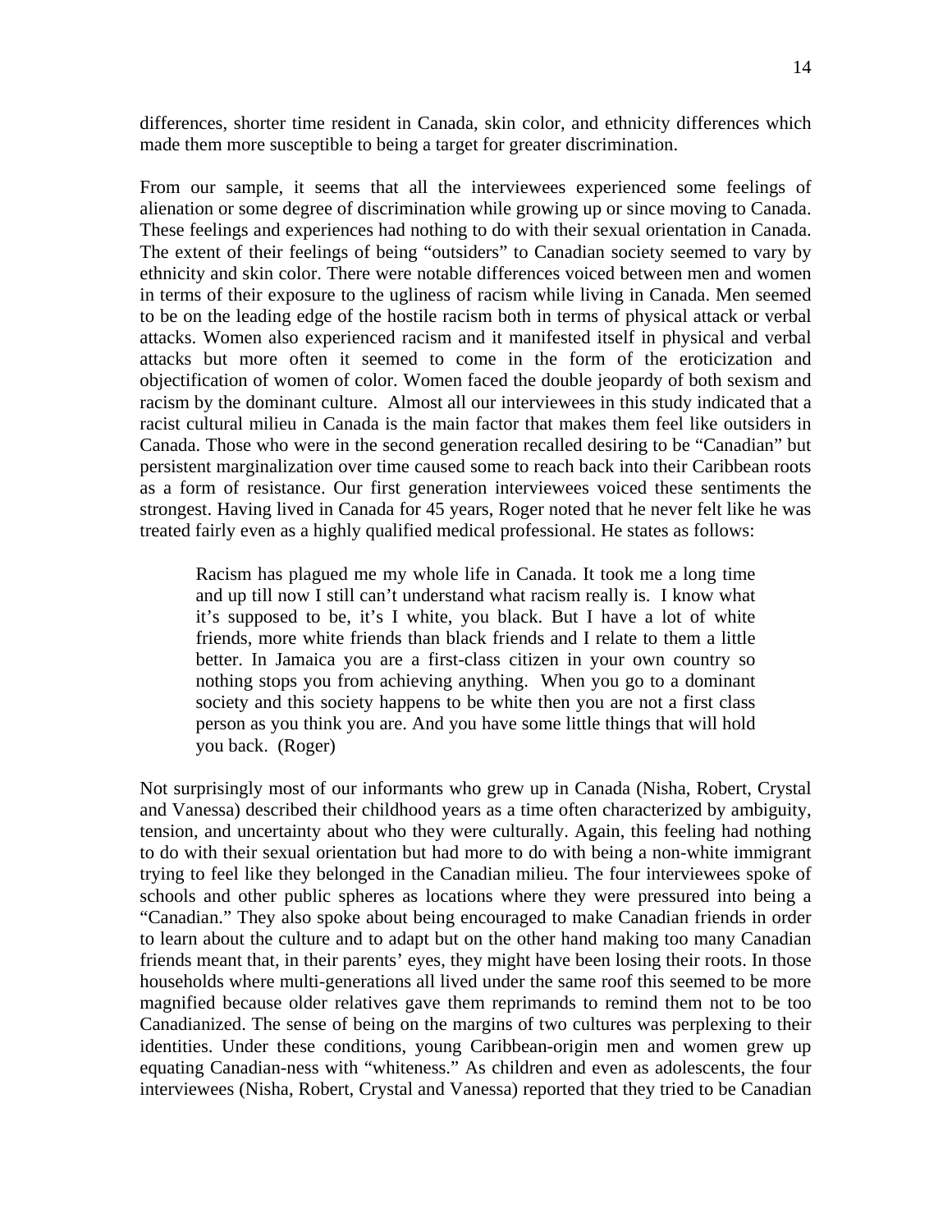differences, shorter time resident in Canada, skin color, and ethnicity differences which made them more susceptible to being a target for greater discrimination.

From our sample, it seems that all the interviewees experienced some feelings of alienation or some degree of discrimination while growing up or since moving to Canada. These feelings and experiences had nothing to do with their sexual orientation in Canada. The extent of their feelings of being "outsiders" to Canadian society seemed to vary by ethnicity and skin color. There were notable differences voiced between men and women in terms of their exposure to the ugliness of racism while living in Canada. Men seemed to be on the leading edge of the hostile racism both in terms of physical attack or verbal attacks. Women also experienced racism and it manifested itself in physical and verbal attacks but more often it seemed to come in the form of the eroticization and objectification of women of color. Women faced the double jeopardy of both sexism and racism by the dominant culture. Almost all our interviewees in this study indicated that a racist cultural milieu in Canada is the main factor that makes them feel like outsiders in Canada. Those who were in the second generation recalled desiring to be "Canadian" but persistent marginalization over time caused some to reach back into their Caribbean roots as a form of resistance. Our first generation interviewees voiced these sentiments the strongest. Having lived in Canada for 45 years, Roger noted that he never felt like he was treated fairly even as a highly qualified medical professional. He states as follows:

> Racism has plagued me my whole life in Canada. It took me a long time and up till now I still can't understand what racism really is. I know what it's supposed to be, it's I white, you black. But I have a lot of white friends, more white friends than black friends and I relate to them a little better. In Jamaica you are a first-class citizen in your own country so nothing stops you from achieving anything. When you go to a dominant society and this society happens to be white then you are not a first class person as you think you are. And you have some little things that will hold you back. (Roger)

Not surprisingly most of our informants who grew up in Canada (Nisha, Robert, Crystal and Vanessa) described their childhood years as a time often characterized by ambiguity, tension, and uncertainty about who they were culturally. Again, this feeling had nothing to do with their sexual orientation but had more to do with being a non-white immigrant trying to feel like they belonged in the Canadian milieu. The four interviewees spoke of schools and other public spheres as locations where they were pressured into being a "Canadian." They also spoke about being encouraged to make Canadian friends in order to learn about the culture and to adapt but on the other hand making too many Canadian friends meant that, in their parents' eyes, they might have been losing their roots. In those households where multi-generations all lived under the same roof this seemed to be more magnified because older relatives gave them reprimands to remind them not to be too Canadianized. The sense of being on the margins of two cultures was perplexing to their identities. Under these conditions, young Caribbean-origin men and women grew up equating Canadian-ness with "whiteness." As children and even as adolescents, the four interviewees (Nisha, Robert, Crystal and Vanessa) reported that they tried to be Canadian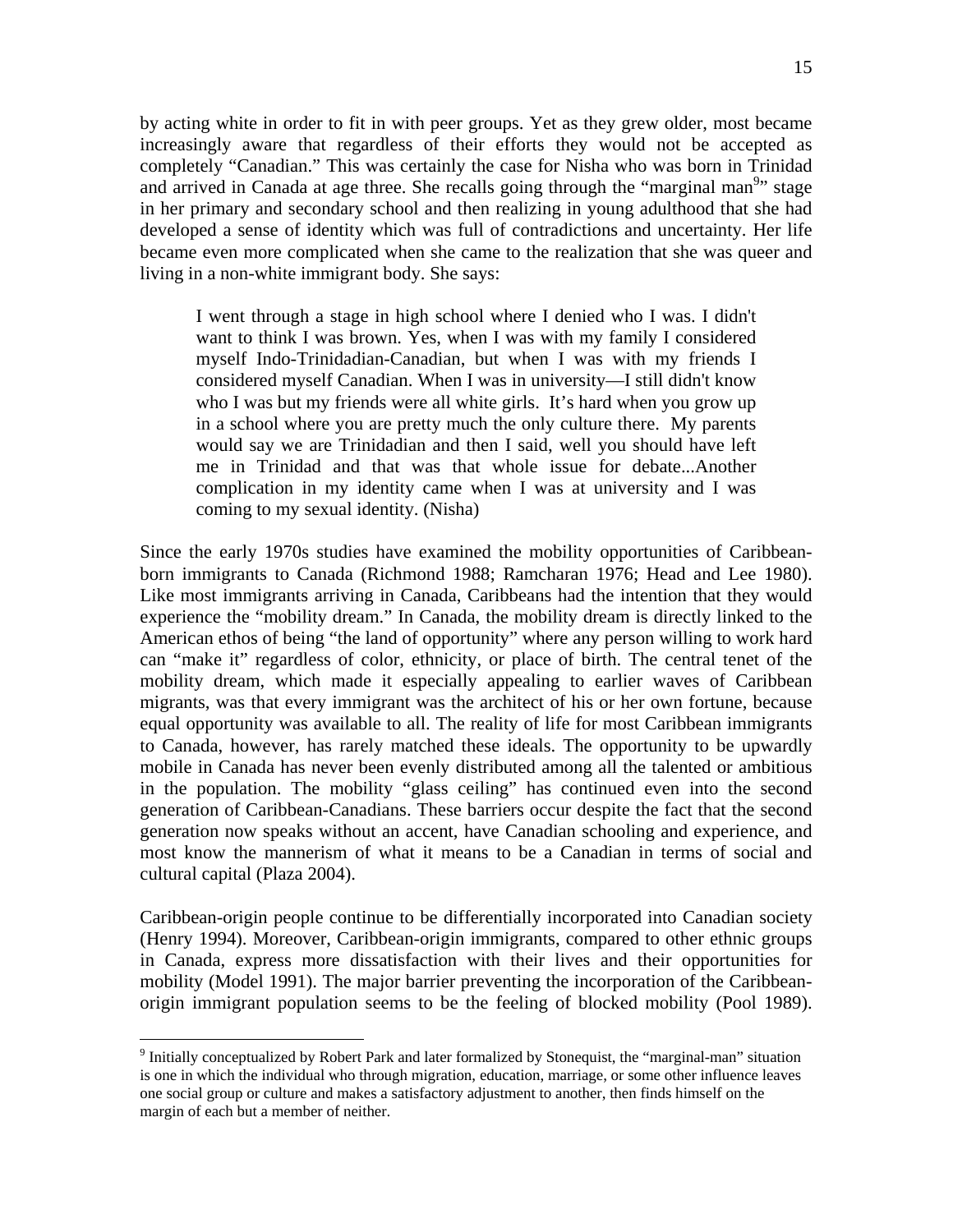by acting white in order to fit in with peer groups. Yet as they grew older, most became increasingly aware that regardless of their efforts they would not be accepted as completely "Canadian." This was certainly the case for Nisha who was born in Trinidad and arrived in Canada at age three. She recalls going through the "marginal man[9]" stage in her primary and secondary school and then realizing in young adulthood that she had developed a sense of identity which was full of contradictions and uncertainty. Her life became even more complicated when she came to the realization that she was queer and living in a non-white immigrant body. She says:

> I went through a stage in high school where I denied who I was. I didn't want to think I was brown. Yes, when I was with my family I considered myself Indo-Trinidadian-Canadian, but when I was with my friends I considered myself Canadian. When I was in university—I still didn't know who I was but my friends were all white girls. It's hard when you grow up in a school where you are pretty much the only culture there. My parents would say we are Trinidadian and then I said, well you should have left me in Trinidad and that was that whole issue for debate...Another complication in my identity came when I was at university and I was coming to my sexual identity. (Nisha)

Since the early 1970s studies have examined the mobility opportunities of Caribbean-born immigrants to Canada (Richmond 1988; Ramcharan 1976; Head and Lee 1980). Like most immigrants arriving in Canada, Caribbeans had the intention that they would experience the "mobility dream." In Canada, the mobility dream is directly linked to the American ethos of being "the land of opportunity" where any person willing to work hard can "make it" regardless of color, ethnicity, or place of birth. The central tenet of the mobility dream, which made it especially appealing to earlier waves of Caribbean migrants, was that every immigrant was the architect of his or her own fortune, because equal opportunity was available to all. The reality of life for most Caribbean immigrants to Canada, however, has rarely matched these ideals. The opportunity to be upwardly mobile in Canada has never been evenly distributed among all the talented or ambitious in the population. The mobility "glass ceiling" has continued even into the second generation of Caribbean-Canadians. These barriers occur despite the fact that the second generation now speaks without an accent, have Canadian schooling and experience, and most know the mannerism of what it means to be a Canadian in terms of social and cultural capital (Plaza 2004).

Caribbean-origin people continue to be differentially incorporated into Canadian society (Henry 1994). Moreover, Caribbean-origin immigrants, compared to other ethnic groups in Canada, express more dissatisfaction with their lives and their opportunities for mobility (Model 1991). The major barrier preventing the incorporation of the Caribbean-origin immigrant population seems to be the feeling of blocked mobility (Pool 1989).

---

[9] Initially conceptualized by Robert Park and later formalized by Stonequist, the "marginal-man" situation is one in which the individual who through migration, education, marriage, or some other influence leaves one social group or culture and makes a satisfactory adjustment to another, then finds himself on the margin of each but a member of neither.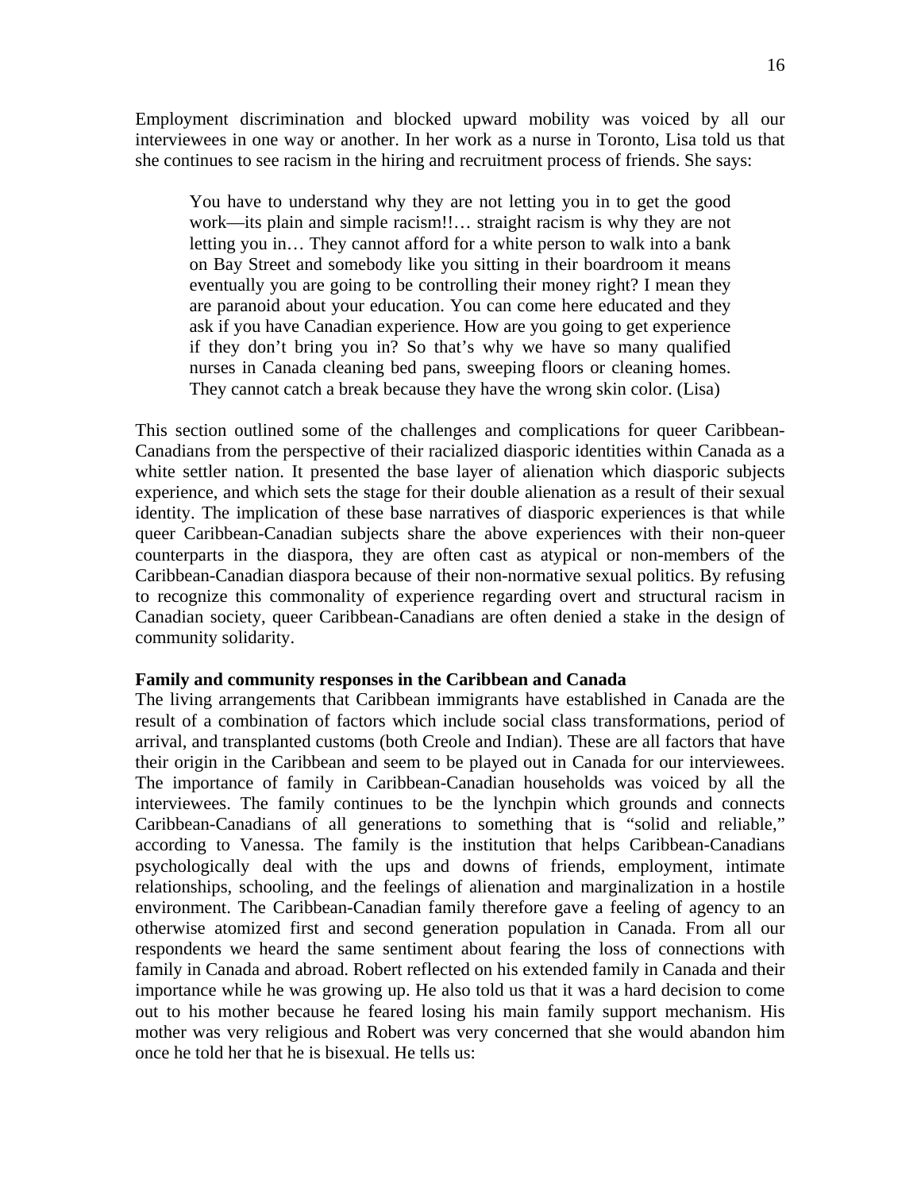Employment discrimination and blocked upward mobility was voiced by all our interviewees in one way or another. In her work as a nurse in Toronto, Lisa told us that she continues to see racism in the hiring and recruitment process of friends. She says:

> You have to understand why they are not letting you in to get the good work—its plain and simple racism!!… straight racism is why they are not letting you in… They cannot afford for a white person to walk into a bank on Bay Street and somebody like you sitting in their boardroom it means eventually you are going to be controlling their money right? I mean they are paranoid about your education. You can come here educated and they ask if you have Canadian experience. How are you going to get experience if they don't bring you in? So that's why we have so many qualified nurses in Canada cleaning bed pans, sweeping floors or cleaning homes. They cannot catch a break because they have the wrong skin color. (Lisa)

This section outlined some of the challenges and complications for queer Caribbean-Canadians from the perspective of their racialized diasporic identities within Canada as a white settler nation. It presented the base layer of alienation which diasporic subjects experience, and which sets the stage for their double alienation as a result of their sexual identity. The implication of these base narratives of diasporic experiences is that while queer Caribbean-Canadian subjects share the above experiences with their non-queer counterparts in the diaspora, they are often cast as atypical or non-members of the Caribbean-Canadian diaspora because of their non-normative sexual politics. By refusing to recognize this commonality of experience regarding overt and structural racism in Canadian society, queer Caribbean-Canadians are often denied a stake in the design of community solidarity.

**Family and community responses in the Caribbean and Canada**

The living arrangements that Caribbean immigrants have established in Canada are the result of a combination of factors which include social class transformations, period of arrival, and transplanted customs (both Creole and Indian). These are all factors that have their origin in the Caribbean and seem to be played out in Canada for our interviewees. The importance of family in Caribbean-Canadian households was voiced by all the interviewees. The family continues to be the lynchpin which grounds and connects Caribbean-Canadians of all generations to something that is "solid and reliable," according to Vanessa. The family is the institution that helps Caribbean-Canadians psychologically deal with the ups and downs of friends, employment, intimate relationships, schooling, and the feelings of alienation and marginalization in a hostile environment. The Caribbean-Canadian family therefore gave a feeling of agency to an otherwise atomized first and second generation population in Canada. From all our respondents we heard the same sentiment about fearing the loss of connections with family in Canada and abroad. Robert reflected on his extended family in Canada and their importance while he was growing up. He also told us that it was a hard decision to come out to his mother because he feared losing his main family support mechanism. His mother was very religious and Robert was very concerned that she would abandon him once he told her that he is bisexual. He tells us: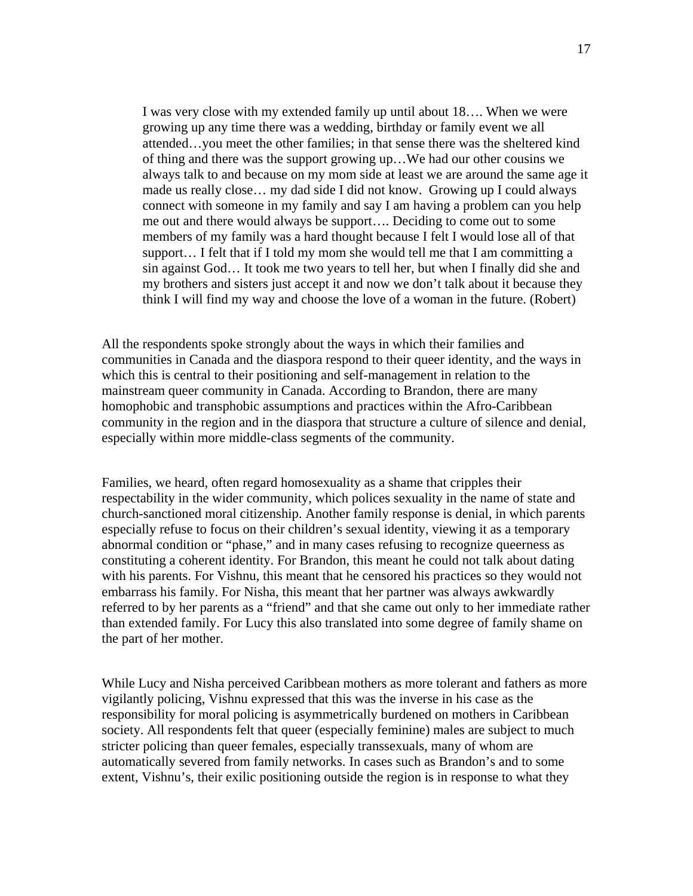> I was very close with my extended family up until about 18…. When we were growing up any time there was a wedding, birthday or family event we all attended…you meet the other families; in that sense there was the sheltered kind of thing and there was the support growing up…We had our other cousins we always talk to and because on my mom side at least we are around the same age it made us really close… my dad side I did not know. Growing up I could always connect with someone in my family and say I am having a problem can you help me out and there would always be support…. Deciding to come out to some members of my family was a hard thought because I felt I would lose all of that support… I felt that if I told my mom she would tell me that I am committing a sin against God… It took me two years to tell her, but when I finally did she and my brothers and sisters just accept it and now we don't talk about it because they think I will find my way and choose the love of a woman in the future. (Robert)

All the respondents spoke strongly about the ways in which their families and communities in Canada and the diaspora respond to their queer identity, and the ways in which this is central to their positioning and self-management in relation to the mainstream queer community in Canada. According to Brandon, there are many homophobic and transphobic assumptions and practices within the Afro-Caribbean community in the region and in the diaspora that structure a culture of silence and denial, especially within more middle-class segments of the community.

Families, we heard, often regard homosexuality as a shame that cripples their respectability in the wider community, which polices sexuality in the name of state and church-sanctioned moral citizenship. Another family response is denial, in which parents especially refuse to focus on their children's sexual identity, viewing it as a temporary abnormal condition or "phase," and in many cases refusing to recognize queerness as constituting a coherent identity. For Brandon, this meant he could not talk about dating with his parents. For Vishnu, this meant that he censored his practices so they would not embarrass his family. For Nisha, this meant that her partner was always awkwardly referred to by her parents as a "friend" and that she came out only to her immediate rather than extended family. For Lucy this also translated into some degree of family shame on the part of her mother.

While Lucy and Nisha perceived Caribbean mothers as more tolerant and fathers as more vigilantly policing, Vishnu expressed that this was the inverse in his case as the responsibility for moral policing is asymmetrically burdened on mothers in Caribbean society. All respondents felt that queer (especially feminine) males are subject to much stricter policing than queer females, especially transsexuals, many of whom are automatically severed from family networks. In cases such as Brandon's and to some extent, Vishnu's, their exilic positioning outside the region is in response to what they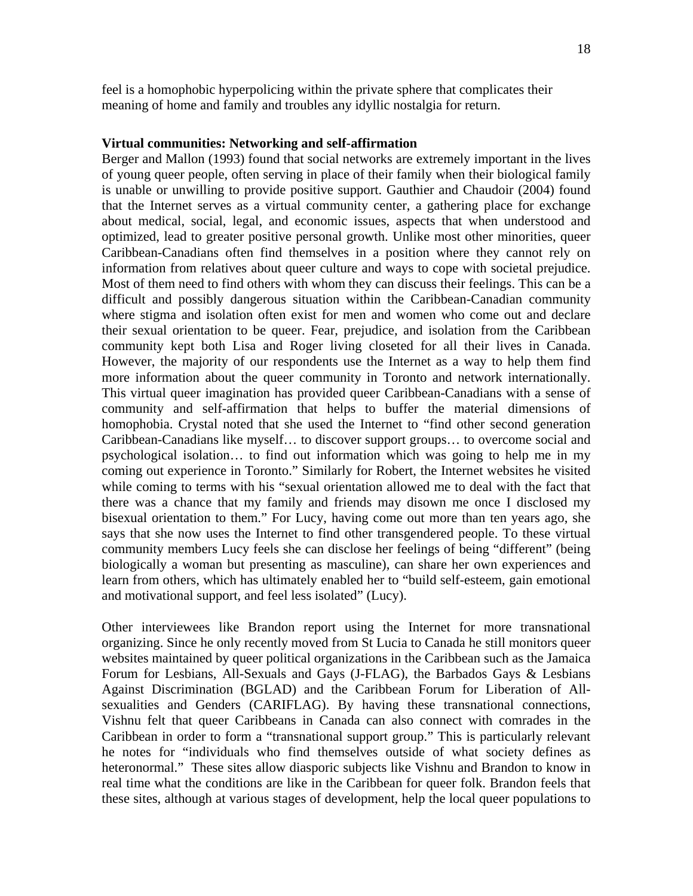feel is a homophobic hyperpolicing within the private sphere that complicates their meaning of home and family and troubles any idyllic nostalgia for return.

**Virtual communities: Networking and self-affirmation**

Berger and Mallon (1993) found that social networks are extremely important in the lives of young queer people, often serving in place of their family when their biological family is unable or unwilling to provide positive support. Gauthier and Chaudoir (2004) found that the Internet serves as a virtual community center, a gathering place for exchange about medical, social, legal, and economic issues, aspects that when understood and optimized, lead to greater positive personal growth. Unlike most other minorities, queer Caribbean-Canadians often find themselves in a position where they cannot rely on information from relatives about queer culture and ways to cope with societal prejudice. Most of them need to find others with whom they can discuss their feelings. This can be a difficult and possibly dangerous situation within the Caribbean-Canadian community where stigma and isolation often exist for men and women who come out and declare their sexual orientation to be queer. Fear, prejudice, and isolation from the Caribbean community kept both Lisa and Roger living closeted for all their lives in Canada. However, the majority of our respondents use the Internet as a way to help them find more information about the queer community in Toronto and network internationally. This virtual queer imagination has provided queer Caribbean-Canadians with a sense of community and self-affirmation that helps to buffer the material dimensions of homophobia. Crystal noted that she used the Internet to "find other second generation Caribbean-Canadians like myself… to discover support groups… to overcome social and psychological isolation… to find out information which was going to help me in my coming out experience in Toronto." Similarly for Robert, the Internet websites he visited while coming to terms with his "sexual orientation allowed me to deal with the fact that there was a chance that my family and friends may disown me once I disclosed my bisexual orientation to them." For Lucy, having come out more than ten years ago, she says that she now uses the Internet to find other transgendered people. To these virtual community members Lucy feels she can disclose her feelings of being "different" (being biologically a woman but presenting as masculine), can share her own experiences and learn from others, which has ultimately enabled her to "build self-esteem, gain emotional and motivational support, and feel less isolated" (Lucy).

Other interviewees like Brandon report using the Internet for more transnational organizing. Since he only recently moved from St Lucia to Canada he still monitors queer websites maintained by queer political organizations in the Caribbean such as the Jamaica Forum for Lesbians, All-Sexuals and Gays (J-FLAG), the Barbados Gays & Lesbians Against Discrimination (BGLAD) and the Caribbean Forum for Liberation of All-sexualities and Genders (CARIFLAG). By having these transnational connections, Vishnu felt that queer Caribbeans in Canada can also connect with comrades in the Caribbean in order to form a "transnational support group." This is particularly relevant he notes for "individuals who find themselves outside of what society defines as heteronormal." These sites allow diasporic subjects like Vishnu and Brandon to know in real time what the conditions are like in the Caribbean for queer folk. Brandon feels that these sites, although at various stages of development, help the local queer populations to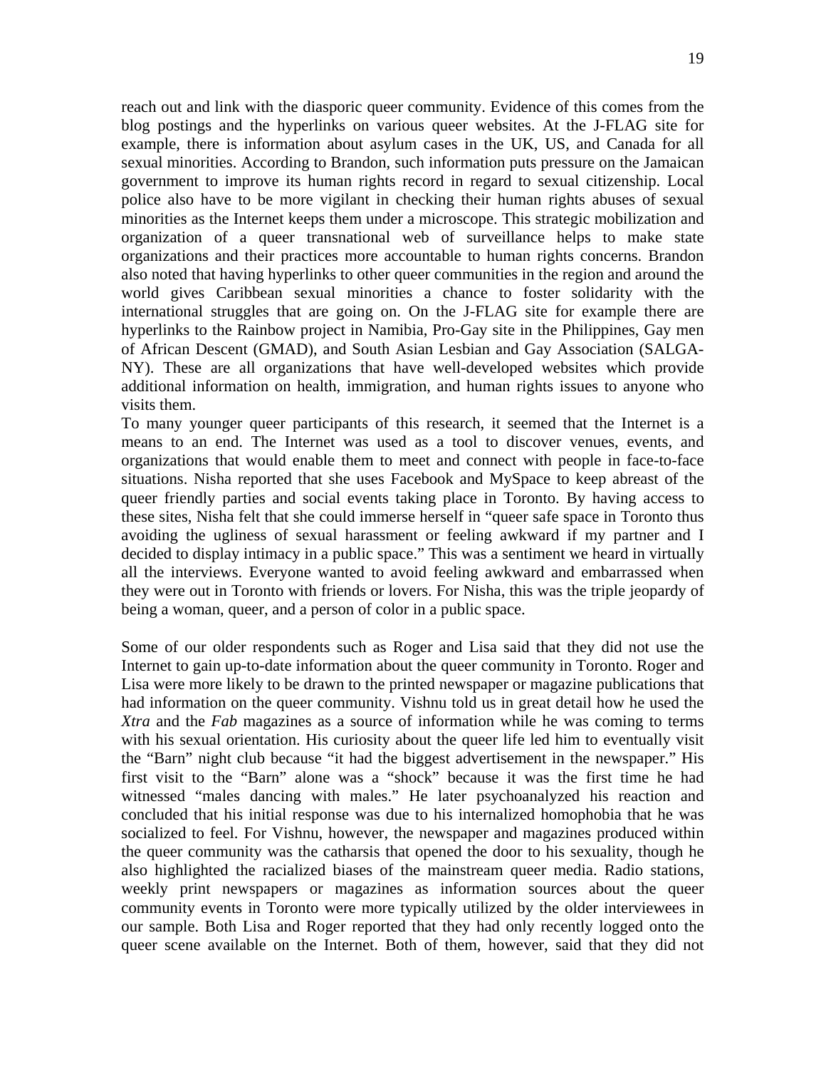reach out and link with the diasporic queer community. Evidence of this comes from the blog postings and the hyperlinks on various queer websites. At the J-FLAG site for example, there is information about asylum cases in the UK, US, and Canada for all sexual minorities. According to Brandon, such information puts pressure on the Jamaican government to improve its human rights record in regard to sexual citizenship. Local police also have to be more vigilant in checking their human rights abuses of sexual minorities as the Internet keeps them under a microscope. This strategic mobilization and organization of a queer transnational web of surveillance helps to make state organizations and their practices more accountable to human rights concerns. Brandon also noted that having hyperlinks to other queer communities in the region and around the world gives Caribbean sexual minorities a chance to foster solidarity with the international struggles that are going on. On the J-FLAG site for example there are hyperlinks to the Rainbow project in Namibia, Pro-Gay site in the Philippines, Gay men of African Descent (GMAD), and South Asian Lesbian and Gay Association (SALGA-NY). These are all organizations that have well-developed websites which provide additional information on health, immigration, and human rights issues to anyone who visits them.

To many younger queer participants of this research, it seemed that the Internet is a means to an end. The Internet was used as a tool to discover venues, events, and organizations that would enable them to meet and connect with people in face-to-face situations. Nisha reported that she uses Facebook and MySpace to keep abreast of the queer friendly parties and social events taking place in Toronto. By having access to these sites, Nisha felt that she could immerse herself in "queer safe space in Toronto thus avoiding the ugliness of sexual harassment or feeling awkward if my partner and I decided to display intimacy in a public space." This was a sentiment we heard in virtually all the interviews. Everyone wanted to avoid feeling awkward and embarrassed when they were out in Toronto with friends or lovers. For Nisha, this was the triple jeopardy of being a woman, queer, and a person of color in a public space.

Some of our older respondents such as Roger and Lisa said that they did not use the Internet to gain up-to-date information about the queer community in Toronto. Roger and Lisa were more likely to be drawn to the printed newspaper or magazine publications that had information on the queer community. Vishnu told us in great detail how he used the *Xtra* and the *Fab* magazines as a source of information while he was coming to terms with his sexual orientation. His curiosity about the queer life led him to eventually visit the "Barn" night club because "it had the biggest advertisement in the newspaper." His first visit to the "Barn" alone was a "shock" because it was the first time he had witnessed "males dancing with males." He later psychoanalyzed his reaction and concluded that his initial response was due to his internalized homophobia that he was socialized to feel. For Vishnu, however, the newspaper and magazines produced within the queer community was the catharsis that opened the door to his sexuality, though he also highlighted the racialized biases of the mainstream queer media. Radio stations, weekly print newspapers or magazines as information sources about the queer community events in Toronto were more typically utilized by the older interviewees in our sample. Both Lisa and Roger reported that they had only recently logged onto the queer scene available on the Internet. Both of them, however, said that they did not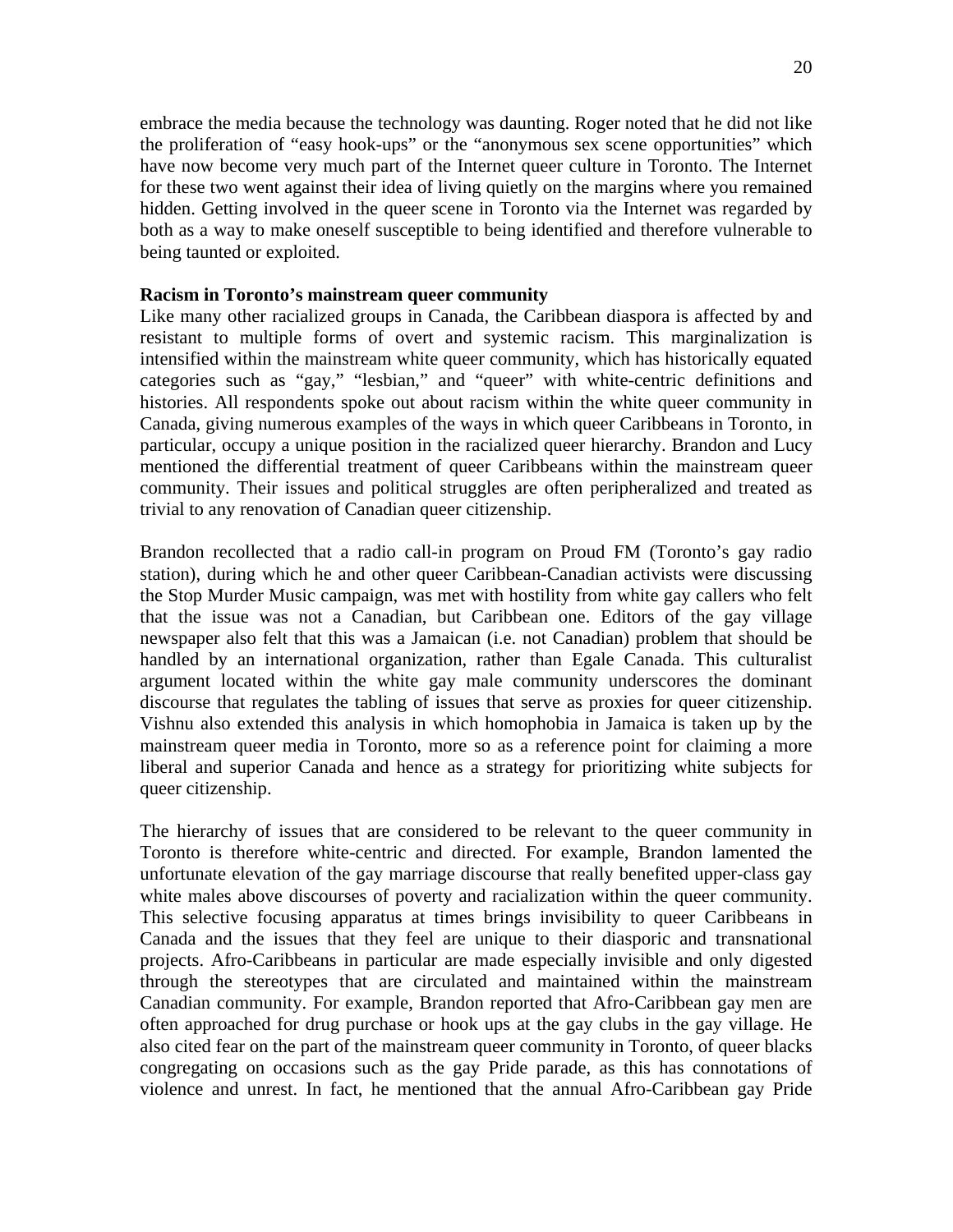embrace the media because the technology was daunting. Roger noted that he did not like the proliferation of "easy hook-ups" or the "anonymous sex scene opportunities" which have now become very much part of the Internet queer culture in Toronto. The Internet for these two went against their idea of living quietly on the margins where you remained hidden. Getting involved in the queer scene in Toronto via the Internet was regarded by both as a way to make oneself susceptible to being identified and therefore vulnerable to being taunted or exploited.

**Racism in Toronto's mainstream queer community**

Like many other racialized groups in Canada, the Caribbean diaspora is affected by and resistant to multiple forms of overt and systemic racism. This marginalization is intensified within the mainstream white queer community, which has historically equated categories such as "gay," "lesbian," and "queer" with white-centric definitions and histories. All respondents spoke out about racism within the white queer community in Canada, giving numerous examples of the ways in which queer Caribbeans in Toronto, in particular, occupy a unique position in the racialized queer hierarchy. Brandon and Lucy mentioned the differential treatment of queer Caribbeans within the mainstream queer community. Their issues and political struggles are often peripheralized and treated as trivial to any renovation of Canadian queer citizenship.

Brandon recollected that a radio call-in program on Proud FM (Toronto's gay radio station), during which he and other queer Caribbean-Canadian activists were discussing the Stop Murder Music campaign, was met with hostility from white gay callers who felt that the issue was not a Canadian, but Caribbean one. Editors of the gay village newspaper also felt that this was a Jamaican (i.e. not Canadian) problem that should be handled by an international organization, rather than Egale Canada. This culturalist argument located within the white gay male community underscores the dominant discourse that regulates the tabling of issues that serve as proxies for queer citizenship. Vishnu also extended this analysis in which homophobia in Jamaica is taken up by the mainstream queer media in Toronto, more so as a reference point for claiming a more liberal and superior Canada and hence as a strategy for prioritizing white subjects for queer citizenship.

The hierarchy of issues that are considered to be relevant to the queer community in Toronto is therefore white-centric and directed. For example, Brandon lamented the unfortunate elevation of the gay marriage discourse that really benefited upper-class gay white males above discourses of poverty and racialization within the queer community. This selective focusing apparatus at times brings invisibility to queer Caribbeans in Canada and the issues that they feel are unique to their diasporic and transnational projects. Afro-Caribbeans in particular are made especially invisible and only digested through the stereotypes that are circulated and maintained within the mainstream Canadian community. For example, Brandon reported that Afro-Caribbean gay men are often approached for drug purchase or hook ups at the gay clubs in the gay village. He also cited fear on the part of the mainstream queer community in Toronto, of queer blacks congregating on occasions such as the gay Pride parade, as this has connotations of violence and unrest. In fact, he mentioned that the annual Afro-Caribbean gay Pride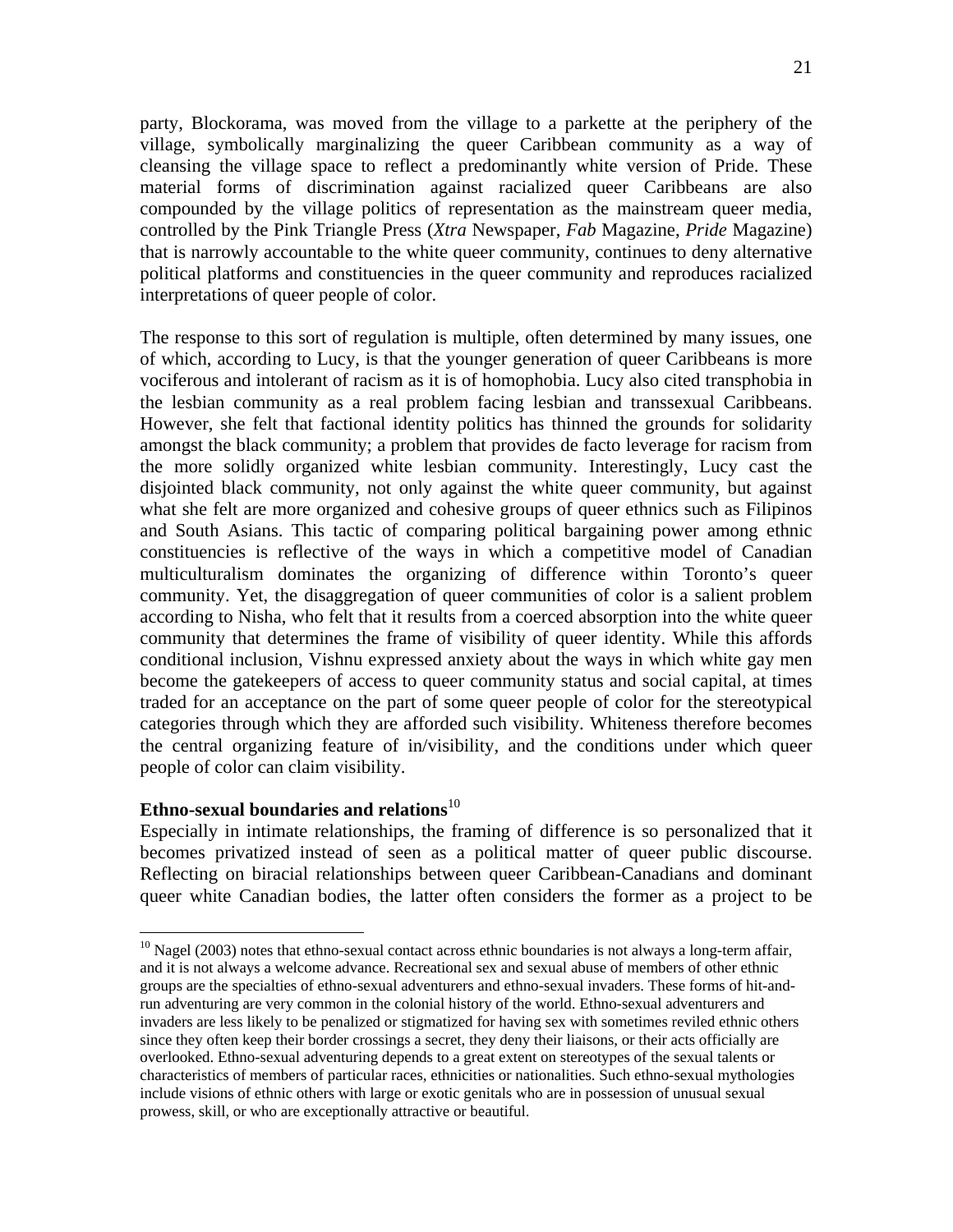party, Blockorama, was moved from the village to a parkette at the periphery of the village, symbolically marginalizing the queer Caribbean community as a way of cleansing the village space to reflect a predominantly white version of Pride. These material forms of discrimination against racialized queer Caribbeans are also compounded by the village politics of representation as the mainstream queer media, controlled by the Pink Triangle Press (*Xtra* Newspaper, *Fab* Magazine, *Pride* Magazine) that is narrowly accountable to the white queer community, continues to deny alternative political platforms and constituencies in the queer community and reproduces racialized interpretations of queer people of color.

The response to this sort of regulation is multiple, often determined by many issues, one of which, according to Lucy, is that the younger generation of queer Caribbeans is more vociferous and intolerant of racism as it is of homophobia. Lucy also cited transphobia in the lesbian community as a real problem facing lesbian and transsexual Caribbeans. However, she felt that factional identity politics has thinned the grounds for solidarity amongst the black community; a problem that provides de facto leverage for racism from the more solidly organized white lesbian community. Interestingly, Lucy cast the disjointed black community, not only against the white queer community, but against what she felt are more organized and cohesive groups of queer ethnics such as Filipinos and South Asians. This tactic of comparing political bargaining power among ethnic constituencies is reflective of the ways in which a competitive model of Canadian multiculturalism dominates the organizing of difference within Toronto's queer community. Yet, the disaggregation of queer communities of color is a salient problem according to Nisha, who felt that it results from a coerced absorption into the white queer community that determines the frame of visibility of queer identity. While this affords conditional inclusion, Vishnu expressed anxiety about the ways in which white gay men become the gatekeepers of access to queer community status and social capital, at times traded for an acceptance on the part of some queer people of color for the stereotypical categories through which they are afforded such visibility. Whiteness therefore becomes the central organizing feature of in/visibility, and the conditions under which queer people of color can claim visibility.

**Ethno-sexual boundaries and relations**[10]

Especially in intimate relationships, the framing of difference is so personalized that it becomes privatized instead of seen as a political matter of queer public discourse. Reflecting on biracial relationships between queer Caribbean-Canadians and dominant queer white Canadian bodies, the latter often considers the former as a project to be

[10] Nagel (2003) notes that ethno-sexual contact across ethnic boundaries is not always a long-term affair, and it is not always a welcome advance. Recreational sex and sexual abuse of members of other ethnic groups are the specialties of ethno-sexual adventurers and ethno-sexual invaders. These forms of hit-and-run adventuring are very common in the colonial history of the world. Ethno-sexual adventurers and invaders are less likely to be penalized or stigmatized for having sex with sometimes reviled ethnic others since they often keep their border crossings a secret, they deny their liaisons, or their acts officially are overlooked. Ethno-sexual adventuring depends to a great extent on stereotypes of the sexual talents or characteristics of members of particular races, ethnicities or nationalities. Such ethno-sexual mythologies include visions of ethnic others with large or exotic genitals who are in possession of unusual sexual prowess, skill, or who are exceptionally attractive or beautiful.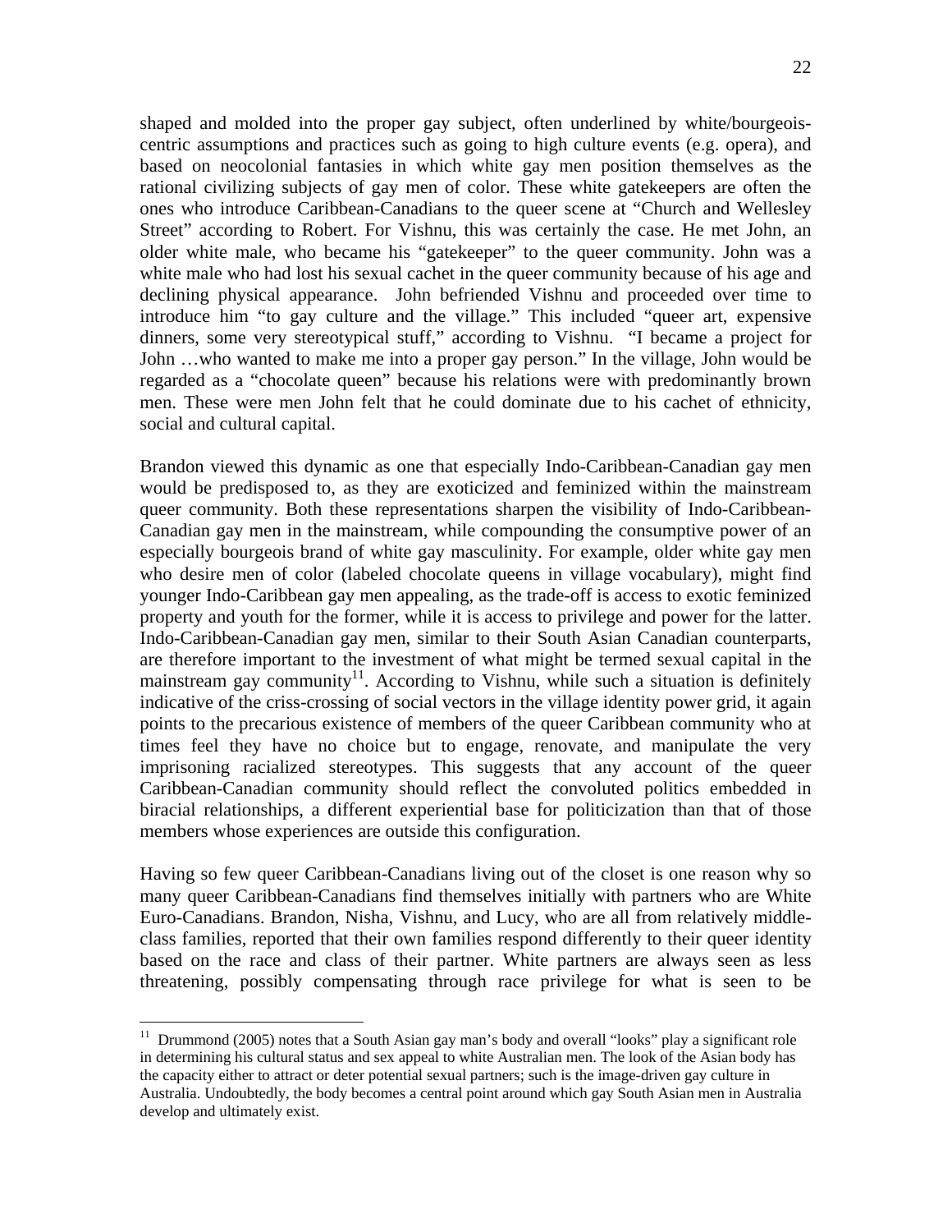shaped and molded into the proper gay subject, often underlined by white/bourgeois-centric assumptions and practices such as going to high culture events (e.g. opera), and based on neocolonial fantasies in which white gay men position themselves as the rational civilizing subjects of gay men of color. These white gatekeepers are often the ones who introduce Caribbean-Canadians to the queer scene at "Church and Wellesley Street" according to Robert. For Vishnu, this was certainly the case. He met John, an older white male, who became his "gatekeeper" to the queer community. John was a white male who had lost his sexual cachet in the queer community because of his age and declining physical appearance. John befriended Vishnu and proceeded over time to introduce him "to gay culture and the village." This included "queer art, expensive dinners, some very stereotypical stuff," according to Vishnu. "I became a project for John …who wanted to make me into a proper gay person." In the village, John would be regarded as a "chocolate queen" because his relations were with predominantly brown men. These were men John felt that he could dominate due to his cachet of ethnicity, social and cultural capital.

Brandon viewed this dynamic as one that especially Indo-Caribbean-Canadian gay men would be predisposed to, as they are exoticized and feminized within the mainstream queer community. Both these representations sharpen the visibility of Indo-Caribbean-Canadian gay men in the mainstream, while compounding the consumptive power of an especially bourgeois brand of white gay masculinity. For example, older white gay men who desire men of color (labeled chocolate queens in village vocabulary), might find younger Indo-Caribbean gay men appealing, as the trade-off is access to exotic feminized property and youth for the former, while it is access to privilege and power for the latter. Indo-Caribbean-Canadian gay men, similar to their South Asian Canadian counterparts, are therefore important to the investment of what might be termed sexual capital in the mainstream gay community[11]. According to Vishnu, while such a situation is definitely indicative of the criss-crossing of social vectors in the village identity power grid, it again points to the precarious existence of members of the queer Caribbean community who at times feel they have no choice but to engage, renovate, and manipulate the very imprisoning racialized stereotypes. This suggests that any account of the queer Caribbean-Canadian community should reflect the convoluted politics embedded in biracial relationships, a different experiential base for politicization than that of those members whose experiences are outside this configuration.

Having so few queer Caribbean-Canadians living out of the closet is one reason why so many queer Caribbean-Canadians find themselves initially with partners who are White Euro-Canadians. Brandon, Nisha, Vishnu, and Lucy, who are all from relatively middle-class families, reported that their own families respond differently to their queer identity based on the race and class of their partner. White partners are always seen as less threatening, possibly compensating through race privilege for what is seen to be

---

[11] Drummond (2005) notes that a South Asian gay man's body and overall "looks" play a significant role in determining his cultural status and sex appeal to white Australian men. The look of the Asian body has the capacity either to attract or deter potential sexual partners; such is the image-driven gay culture in Australia. Undoubtedly, the body becomes a central point around which gay South Asian men in Australia develop and ultimately exist.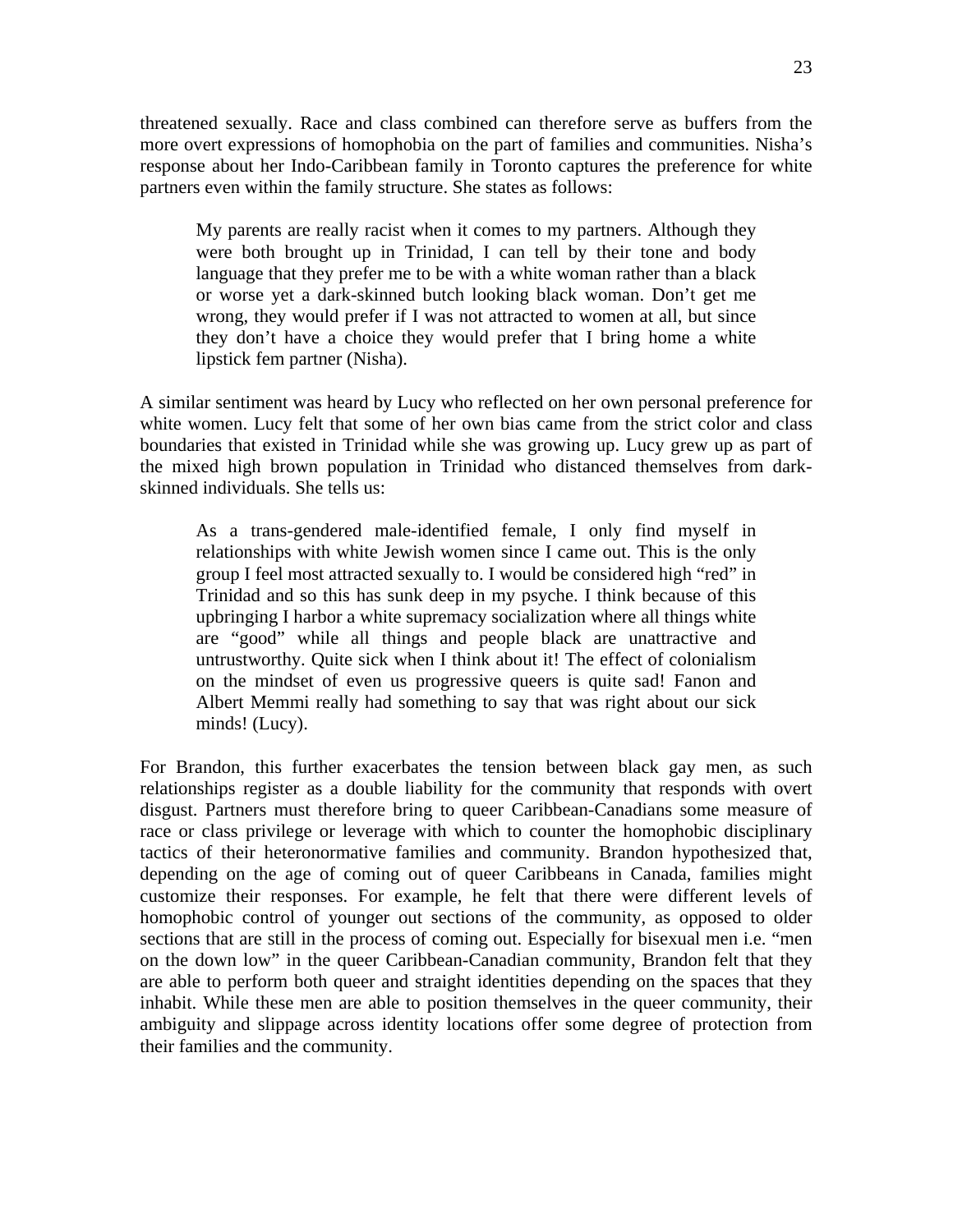threatened sexually. Race and class combined can therefore serve as buffers from the more overt expressions of homophobia on the part of families and communities. Nisha's response about her Indo-Caribbean family in Toronto captures the preference for white partners even within the family structure. She states as follows:

> My parents are really racist when it comes to my partners. Although they were both brought up in Trinidad, I can tell by their tone and body language that they prefer me to be with a white woman rather than a black or worse yet a dark-skinned butch looking black woman. Don't get me wrong, they would prefer if I was not attracted to women at all, but since they don't have a choice they would prefer that I bring home a white lipstick fem partner (Nisha).

A similar sentiment was heard by Lucy who reflected on her own personal preference for white women. Lucy felt that some of her own bias came from the strict color and class boundaries that existed in Trinidad while she was growing up. Lucy grew up as part of the mixed high brown population in Trinidad who distanced themselves from dark-skinned individuals. She tells us:

> As a trans-gendered male-identified female, I only find myself in relationships with white Jewish women since I came out. This is the only group I feel most attracted sexually to. I would be considered high "red" in Trinidad and so this has sunk deep in my psyche. I think because of this upbringing I harbor a white supremacy socialization where all things white are "good" while all things and people black are unattractive and untrustworthy. Quite sick when I think about it! The effect of colonialism on the mindset of even us progressive queers is quite sad! Fanon and Albert Memmi really had something to say that was right about our sick minds! (Lucy).

For Brandon, this further exacerbates the tension between black gay men, as such relationships register as a double liability for the community that responds with overt disgust. Partners must therefore bring to queer Caribbean-Canadians some measure of race or class privilege or leverage with which to counter the homophobic disciplinary tactics of their heteronormative families and community. Brandon hypothesized that, depending on the age of coming out of queer Caribbeans in Canada, families might customize their responses. For example, he felt that there were different levels of homophobic control of younger out sections of the community, as opposed to older sections that are still in the process of coming out. Especially for bisexual men i.e. "men on the down low" in the queer Caribbean-Canadian community, Brandon felt that they are able to perform both queer and straight identities depending on the spaces that they inhabit. While these men are able to position themselves in the queer community, their ambiguity and slippage across identity locations offer some degree of protection from their families and the community.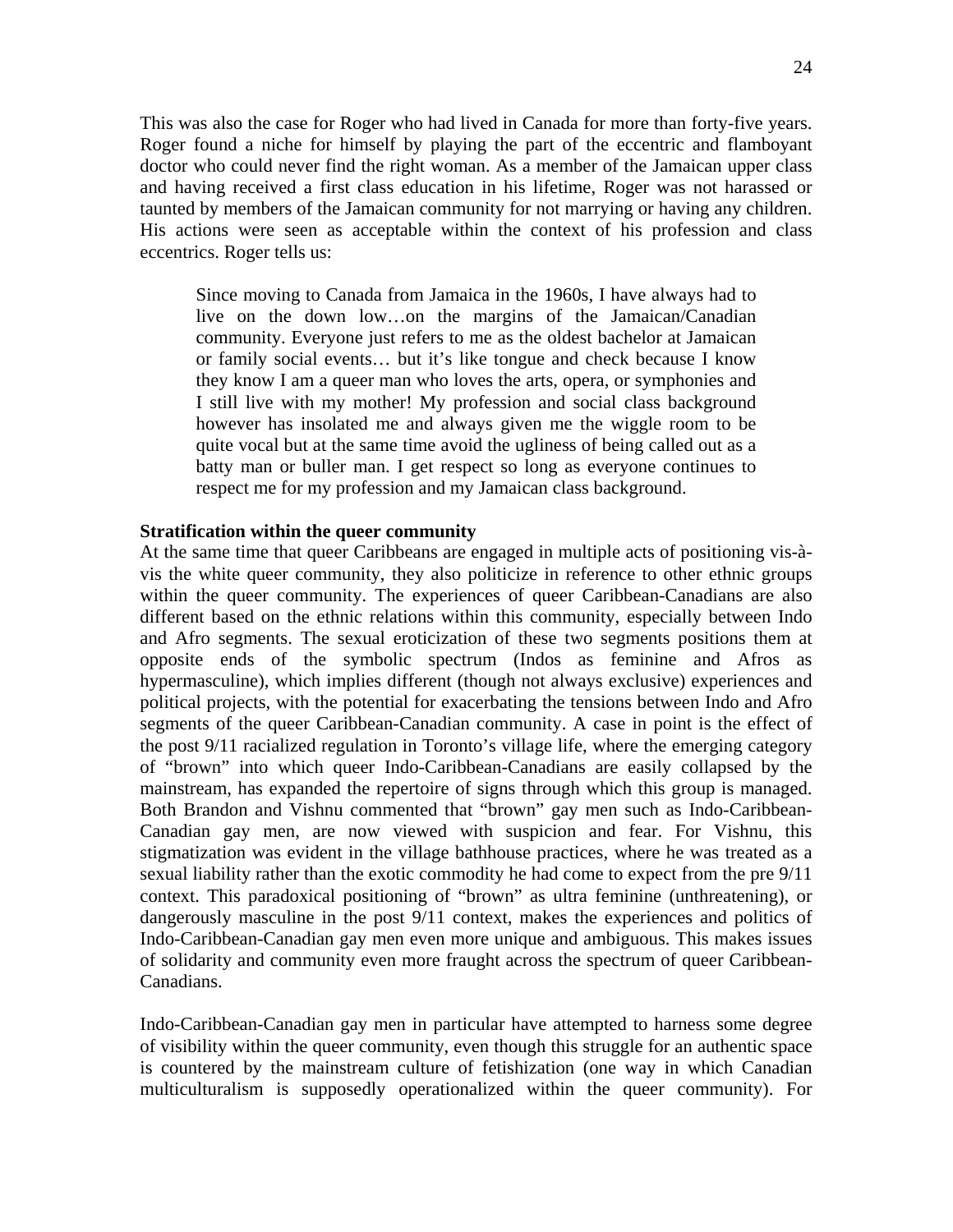This was also the case for Roger who had lived in Canada for more than forty-five years. Roger found a niche for himself by playing the part of the eccentric and flamboyant doctor who could never find the right woman. As a member of the Jamaican upper class and having received a first class education in his lifetime, Roger was not harassed or taunted by members of the Jamaican community for not marrying or having any children. His actions were seen as acceptable within the context of his profession and class eccentrics. Roger tells us:

> Since moving to Canada from Jamaica in the 1960s, I have always had to live on the down low…on the margins of the Jamaican/Canadian community. Everyone just refers to me as the oldest bachelor at Jamaican or family social events… but it's like tongue and check because I know they know I am a queer man who loves the arts, opera, or symphonies and I still live with my mother! My profession and social class background however has insolated me and always given me the wiggle room to be quite vocal but at the same time avoid the ugliness of being called out as a batty man or buller man. I get respect so long as everyone continues to respect me for my profession and my Jamaican class background.

**Stratification within the queer community**

At the same time that queer Caribbeans are engaged in multiple acts of positioning vis-à-vis the white queer community, they also politicize in reference to other ethnic groups within the queer community. The experiences of queer Caribbean-Canadians are also different based on the ethnic relations within this community, especially between Indo and Afro segments. The sexual eroticization of these two segments positions them at opposite ends of the symbolic spectrum (Indos as feminine and Afros as hypermasculine), which implies different (though not always exclusive) experiences and political projects, with the potential for exacerbating the tensions between Indo and Afro segments of the queer Caribbean-Canadian community. A case in point is the effect of the post 9/11 racialized regulation in Toronto's village life, where the emerging category of "brown" into which queer Indo-Caribbean-Canadians are easily collapsed by the mainstream, has expanded the repertoire of signs through which this group is managed. Both Brandon and Vishnu commented that "brown" gay men such as Indo-Caribbean-Canadian gay men, are now viewed with suspicion and fear. For Vishnu, this stigmatization was evident in the village bathhouse practices, where he was treated as a sexual liability rather than the exotic commodity he had come to expect from the pre 9/11 context. This paradoxical positioning of "brown" as ultra feminine (unthreatening), or dangerously masculine in the post 9/11 context, makes the experiences and politics of Indo-Caribbean-Canadian gay men even more unique and ambiguous. This makes issues of solidarity and community even more fraught across the spectrum of queer Caribbean-Canadians.

Indo-Caribbean-Canadian gay men in particular have attempted to harness some degree of visibility within the queer community, even though this struggle for an authentic space is countered by the mainstream culture of fetishization (one way in which Canadian multiculturalism is supposedly operationalized within the queer community). For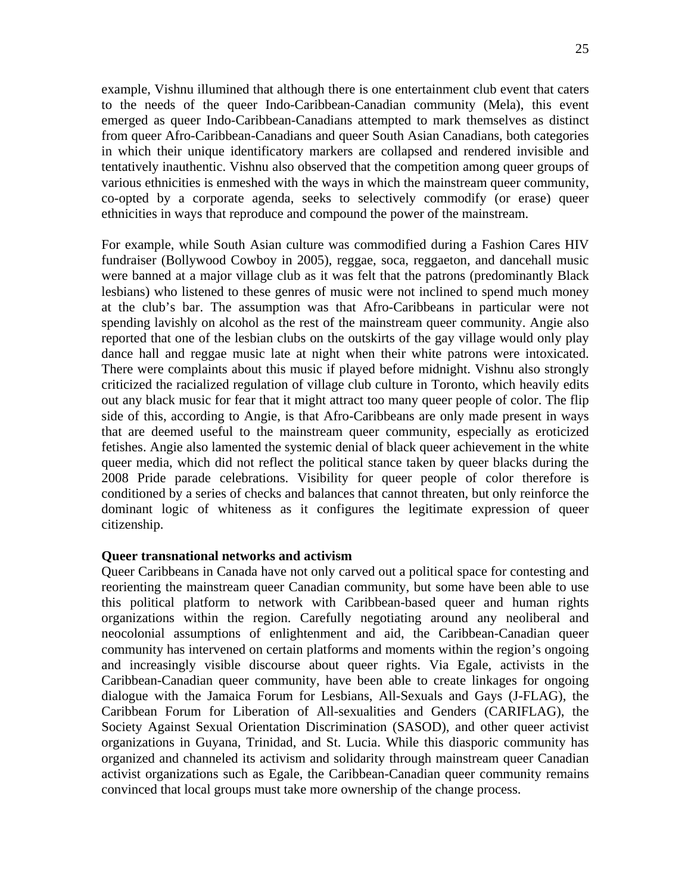example, Vishnu illumined that although there is one entertainment club event that caters to the needs of the queer Indo-Caribbean-Canadian community (Mela), this event emerged as queer Indo-Caribbean-Canadians attempted to mark themselves as distinct from queer Afro-Caribbean-Canadians and queer South Asian Canadians, both categories in which their unique identificatory markers are collapsed and rendered invisible and tentatively inauthentic. Vishnu also observed that the competition among queer groups of various ethnicities is enmeshed with the ways in which the mainstream queer community, co-opted by a corporate agenda, seeks to selectively commodify (or erase) queer ethnicities in ways that reproduce and compound the power of the mainstream.

For example, while South Asian culture was commodified during a Fashion Cares HIV fundraiser (Bollywood Cowboy in 2005), reggae, soca, reggaeton, and dancehall music were banned at a major village club as it was felt that the patrons (predominantly Black lesbians) who listened to these genres of music were not inclined to spend much money at the club's bar. The assumption was that Afro-Caribbeans in particular were not spending lavishly on alcohol as the rest of the mainstream queer community. Angie also reported that one of the lesbian clubs on the outskirts of the gay village would only play dance hall and reggae music late at night when their white patrons were intoxicated. There were complaints about this music if played before midnight. Vishnu also strongly criticized the racialized regulation of village club culture in Toronto, which heavily edits out any black music for fear that it might attract too many queer people of color. The flip side of this, according to Angie, is that Afro-Caribbeans are only made present in ways that are deemed useful to the mainstream queer community, especially as eroticized fetishes. Angie also lamented the systemic denial of black queer achievement in the white queer media, which did not reflect the political stance taken by queer blacks during the 2008 Pride parade celebrations. Visibility for queer people of color therefore is conditioned by a series of checks and balances that cannot threaten, but only reinforce the dominant logic of whiteness as it configures the legitimate expression of queer citizenship.

**Queer transnational networks and activism**

Queer Caribbeans in Canada have not only carved out a political space for contesting and reorienting the mainstream queer Canadian community, but some have been able to use this political platform to network with Caribbean-based queer and human rights organizations within the region. Carefully negotiating around any neoliberal and neocolonial assumptions of enlightenment and aid, the Caribbean-Canadian queer community has intervened on certain platforms and moments within the region's ongoing and increasingly visible discourse about queer rights. Via Egale, activists in the Caribbean-Canadian queer community, have been able to create linkages for ongoing dialogue with the Jamaica Forum for Lesbians, All-Sexuals and Gays (J-FLAG), the Caribbean Forum for Liberation of All-sexualities and Genders (CARIFLAG), the Society Against Sexual Orientation Discrimination (SASOD), and other queer activist organizations in Guyana, Trinidad, and St. Lucia. While this diasporic community has organized and channeled its activism and solidarity through mainstream queer Canadian activist organizations such as Egale, the Caribbean-Canadian queer community remains convinced that local groups must take more ownership of the change process.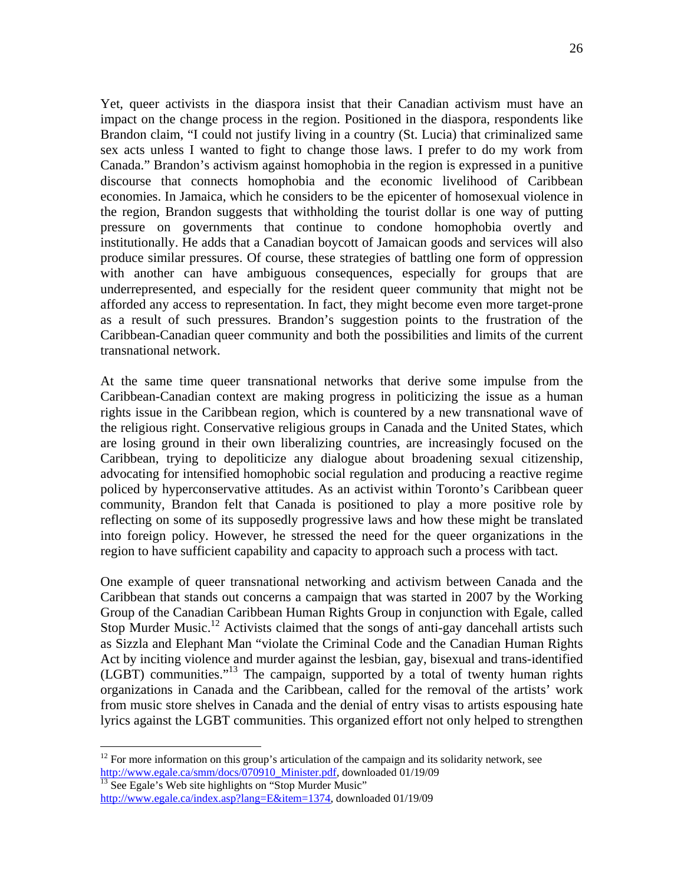Yet, queer activists in the diaspora insist that their Canadian activism must have an impact on the change process in the region. Positioned in the diaspora, respondents like Brandon claim, "I could not justify living in a country (St. Lucia) that criminalized same sex acts unless I wanted to fight to change those laws. I prefer to do my work from Canada." Brandon's activism against homophobia in the region is expressed in a punitive discourse that connects homophobia and the economic livelihood of Caribbean economies. In Jamaica, which he considers to be the epicenter of homosexual violence in the region, Brandon suggests that withholding the tourist dollar is one way of putting pressure on governments that continue to condone homophobia overtly and institutionally. He adds that a Canadian boycott of Jamaican goods and services will also produce similar pressures. Of course, these strategies of battling one form of oppression with another can have ambiguous consequences, especially for groups that are underrepresented, and especially for the resident queer community that might not be afforded any access to representation. In fact, they might become even more target-prone as a result of such pressures. Brandon's suggestion points to the frustration of the Caribbean-Canadian queer community and both the possibilities and limits of the current transnational network.

At the same time queer transnational networks that derive some impulse from the Caribbean-Canadian context are making progress in politicizing the issue as a human rights issue in the Caribbean region, which is countered by a new transnational wave of the religious right. Conservative religious groups in Canada and the United States, which are losing ground in their own liberalizing countries, are increasingly focused on the Caribbean, trying to depoliticize any dialogue about broadening sexual citizenship, advocating for intensified homophobic social regulation and producing a reactive regime policed by hyperconservative attitudes. As an activist within Toronto's Caribbean queer community, Brandon felt that Canada is positioned to play a more positive role by reflecting on some of its supposedly progressive laws and how these might be translated into foreign policy. However, he stressed the need for the queer organizations in the region to have sufficient capability and capacity to approach such a process with tact.

One example of queer transnational networking and activism between Canada and the Caribbean that stands out concerns a campaign that was started in 2007 by the Working Group of the Canadian Caribbean Human Rights Group in conjunction with Egale, called Stop Murder Music.[12] Activists claimed that the songs of anti-gay dancehall artists such as Sizzla and Elephant Man "violate the Criminal Code and the Canadian Human Rights Act by inciting violence and murder against the lesbian, gay, bisexual and trans-identified (LGBT) communities."[13] The campaign, supported by a total of twenty human rights organizations in Canada and the Caribbean, called for the removal of the artists' work from music store shelves in Canada and the denial of entry visas to artists espousing hate lyrics against the LGBT communities. This organized effort not only helped to strengthen

---

[12] For more information on this group's articulation of the campaign and its solidarity network, see http://www.egale.ca/smm/docs/070910_Minister.pdf, downloaded 01/19/09

[13] See Egale's Web site highlights on "Stop Murder Music" http://www.egale.ca/index.asp?lang=E&item=1374, downloaded 01/19/09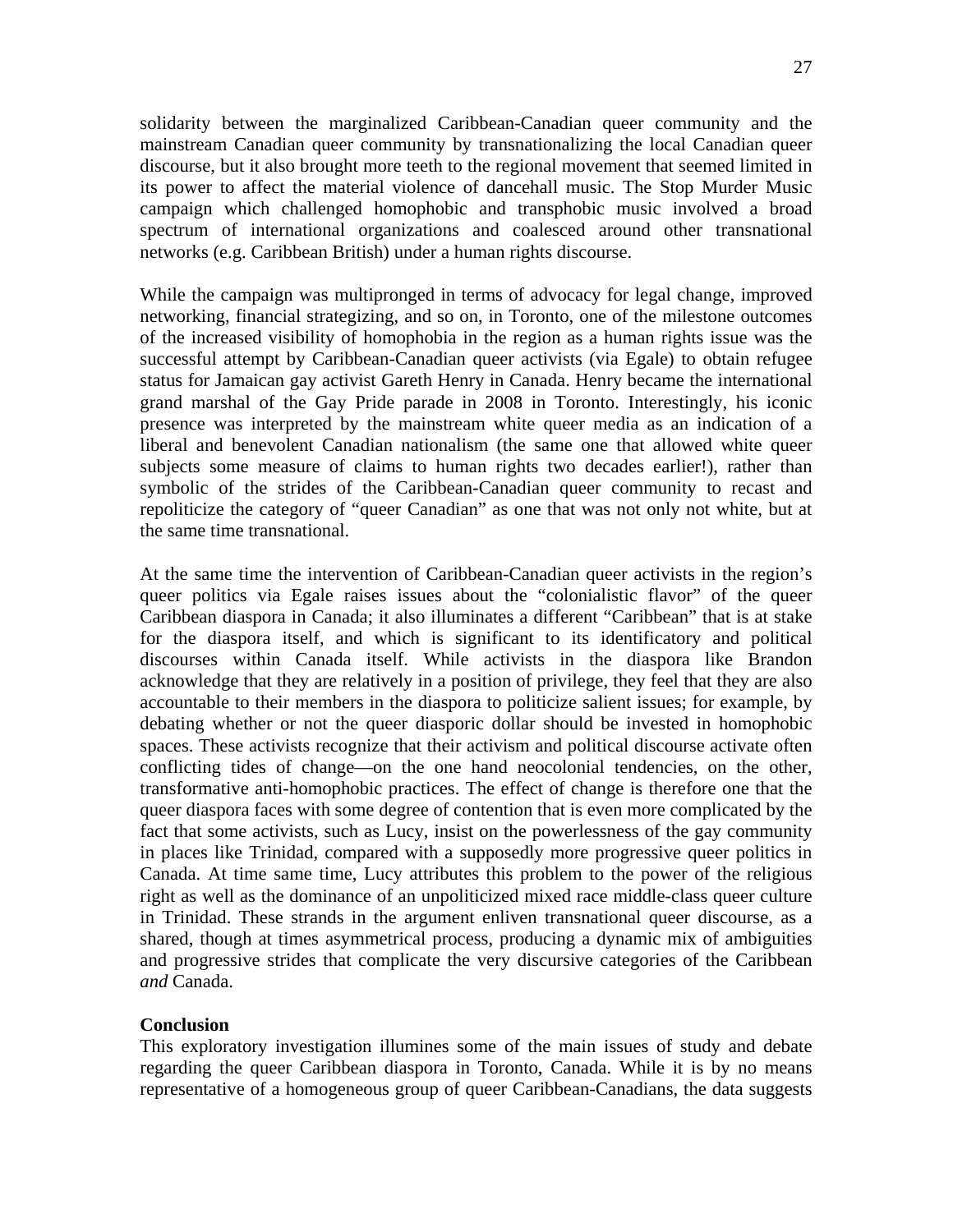solidarity between the marginalized Caribbean-Canadian queer community and the mainstream Canadian queer community by transnationalizing the local Canadian queer discourse, but it also brought more teeth to the regional movement that seemed limited in its power to affect the material violence of dancehall music. The Stop Murder Music campaign which challenged homophobic and transphobic music involved a broad spectrum of international organizations and coalesced around other transnational networks (e.g. Caribbean British) under a human rights discourse.

While the campaign was multipronged in terms of advocacy for legal change, improved networking, financial strategizing, and so on, in Toronto, one of the milestone outcomes of the increased visibility of homophobia in the region as a human rights issue was the successful attempt by Caribbean-Canadian queer activists (via Egale) to obtain refugee status for Jamaican gay activist Gareth Henry in Canada. Henry became the international grand marshal of the Gay Pride parade in 2008 in Toronto. Interestingly, his iconic presence was interpreted by the mainstream white queer media as an indication of a liberal and benevolent Canadian nationalism (the same one that allowed white queer subjects some measure of claims to human rights two decades earlier!), rather than symbolic of the strides of the Caribbean-Canadian queer community to recast and repoliticize the category of "queer Canadian" as one that was not only not white, but at the same time transnational.

At the same time the intervention of Caribbean-Canadian queer activists in the region's queer politics via Egale raises issues about the "colonialistic flavor" of the queer Caribbean diaspora in Canada; it also illuminates a different "Caribbean" that is at stake for the diaspora itself, and which is significant to its identificatory and political discourses within Canada itself. While activists in the diaspora like Brandon acknowledge that they are relatively in a position of privilege, they feel that they are also accountable to their members in the diaspora to politicize salient issues; for example, by debating whether or not the queer diasporic dollar should be invested in homophobic spaces. These activists recognize that their activism and political discourse activate often conflicting tides of change—on the one hand neocolonial tendencies, on the other, transformative anti-homophobic practices. The effect of change is therefore one that the queer diaspora faces with some degree of contention that is even more complicated by the fact that some activists, such as Lucy, insist on the powerlessness of the gay community in places like Trinidad, compared with a supposedly more progressive queer politics in Canada. At time same time, Lucy attributes this problem to the power of the religious right as well as the dominance of an unpoliticized mixed race middle-class queer culture in Trinidad. These strands in the argument enliven transnational queer discourse, as a shared, though at times asymmetrical process, producing a dynamic mix of ambiguities and progressive strides that complicate the very discursive categories of the Caribbean *and* Canada.

**Conclusion**

This exploratory investigation illumines some of the main issues of study and debate regarding the queer Caribbean diaspora in Toronto, Canada. While it is by no means representative of a homogeneous group of queer Caribbean-Canadians, the data suggests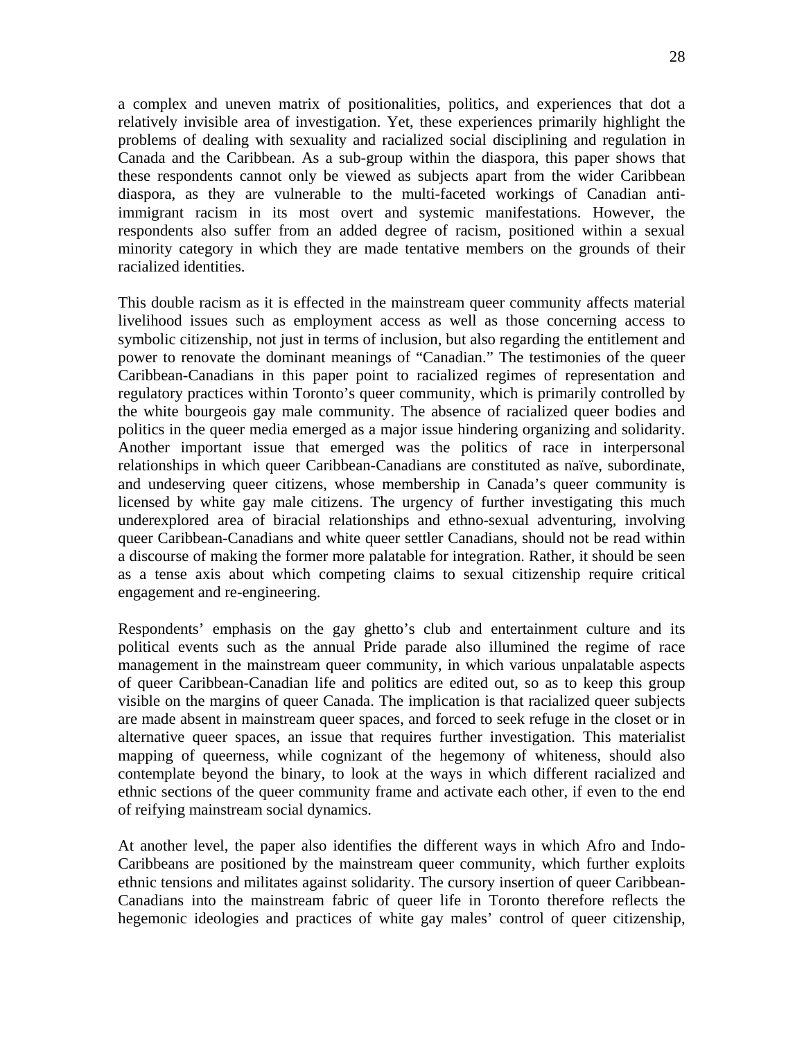a complex and uneven matrix of positionalities, politics, and experiences that dot a relatively invisible area of investigation. Yet, these experiences primarily highlight the problems of dealing with sexuality and racialized social disciplining and regulation in Canada and the Caribbean. As a sub-group within the diaspora, this paper shows that these respondents cannot only be viewed as subjects apart from the wider Caribbean diaspora, as they are vulnerable to the multi-faceted workings of Canadian anti-immigrant racism in its most overt and systemic manifestations. However, the respondents also suffer from an added degree of racism, positioned within a sexual minority category in which they are made tentative members on the grounds of their racialized identities.

This double racism as it is effected in the mainstream queer community affects material livelihood issues such as employment access as well as those concerning access to symbolic citizenship, not just in terms of inclusion, but also regarding the entitlement and power to renovate the dominant meanings of "Canadian." The testimonies of the queer Caribbean-Canadians in this paper point to racialized regimes of representation and regulatory practices within Toronto's queer community, which is primarily controlled by the white bourgeois gay male community. The absence of racialized queer bodies and politics in the queer media emerged as a major issue hindering organizing and solidarity. Another important issue that emerged was the politics of race in interpersonal relationships in which queer Caribbean-Canadians are constituted as naïve, subordinate, and undeserving queer citizens, whose membership in Canada's queer community is licensed by white gay male citizens. The urgency of further investigating this much underexplored area of biracial relationships and ethno-sexual adventuring, involving queer Caribbean-Canadians and white queer settler Canadians, should not be read within a discourse of making the former more palatable for integration. Rather, it should be seen as a tense axis about which competing claims to sexual citizenship require critical engagement and re-engineering.

Respondents' emphasis on the gay ghetto's club and entertainment culture and its political events such as the annual Pride parade also illumined the regime of race management in the mainstream queer community, in which various unpalatable aspects of queer Caribbean-Canadian life and politics are edited out, so as to keep this group visible on the margins of queer Canada. The implication is that racialized queer subjects are made absent in mainstream queer spaces, and forced to seek refuge in the closet or in alternative queer spaces, an issue that requires further investigation. This materialist mapping of queerness, while cognizant of the hegemony of whiteness, should also contemplate beyond the binary, to look at the ways in which different racialized and ethnic sections of the queer community frame and activate each other, if even to the end of reifying mainstream social dynamics.

At another level, the paper also identifies the different ways in which Afro and Indo-Caribbeans are positioned by the mainstream queer community, which further exploits ethnic tensions and militates against solidarity. The cursory insertion of queer Caribbean-Canadians into the mainstream fabric of queer life in Toronto therefore reflects the hegemonic ideologies and practices of white gay males' control of queer citizenship,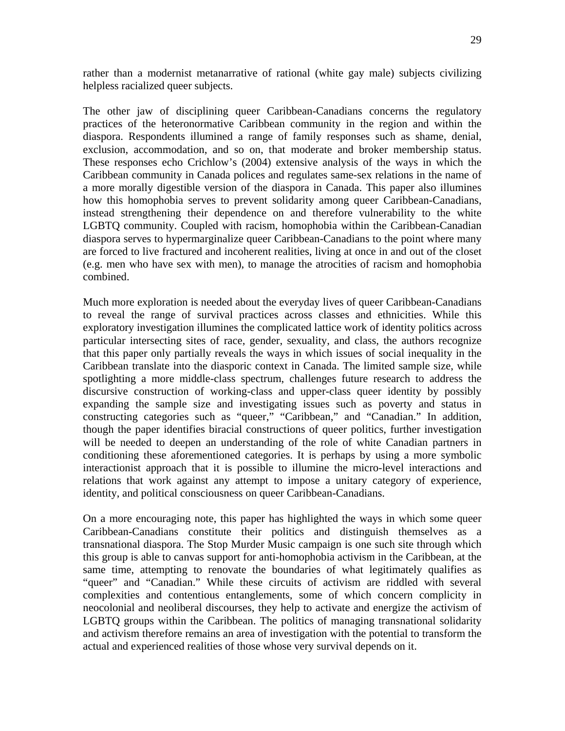rather than a modernist metanarrative of rational (white gay male) subjects civilizing helpless racialized queer subjects.

The other jaw of disciplining queer Caribbean-Canadians concerns the regulatory practices of the heteronormative Caribbean community in the region and within the diaspora. Respondents illumined a range of family responses such as shame, denial, exclusion, accommodation, and so on, that moderate and broker membership status. These responses echo Crichlow's (2004) extensive analysis of the ways in which the Caribbean community in Canada polices and regulates same-sex relations in the name of a more morally digestible version of the diaspora in Canada. This paper also illumines how this homophobia serves to prevent solidarity among queer Caribbean-Canadians, instead strengthening their dependence on and therefore vulnerability to the white LGBTQ community. Coupled with racism, homophobia within the Caribbean-Canadian diaspora serves to hypermarginalize queer Caribbean-Canadians to the point where many are forced to live fractured and incoherent realities, living at once in and out of the closet (e.g. men who have sex with men), to manage the atrocities of racism and homophobia combined.

Much more exploration is needed about the everyday lives of queer Caribbean-Canadians to reveal the range of survival practices across classes and ethnicities. While this exploratory investigation illumines the complicated lattice work of identity politics across particular intersecting sites of race, gender, sexuality, and class, the authors recognize that this paper only partially reveals the ways in which issues of social inequality in the Caribbean translate into the diasporic context in Canada. The limited sample size, while spotlighting a more middle-class spectrum, challenges future research to address the discursive construction of working-class and upper-class queer identity by possibly expanding the sample size and investigating issues such as poverty and status in constructing categories such as "queer," "Caribbean," and "Canadian." In addition, though the paper identifies biracial constructions of queer politics, further investigation will be needed to deepen an understanding of the role of white Canadian partners in conditioning these aforementioned categories. It is perhaps by using a more symbolic interactionist approach that it is possible to illumine the micro-level interactions and relations that work against any attempt to impose a unitary category of experience, identity, and political consciousness on queer Caribbean-Canadians.

On a more encouraging note, this paper has highlighted the ways in which some queer Caribbean-Canadians constitute their politics and distinguish themselves as a transnational diaspora. The Stop Murder Music campaign is one such site through which this group is able to canvas support for anti-homophobia activism in the Caribbean, at the same time, attempting to renovate the boundaries of what legitimately qualifies as "queer" and "Canadian." While these circuits of activism are riddled with several complexities and contentious entanglements, some of which concern complicity in neocolonial and neoliberal discourses, they help to activate and energize the activism of LGBTQ groups within the Caribbean. The politics of managing transnational solidarity and activism therefore remains an area of investigation with the potential to transform the actual and experienced realities of those whose very survival depends on it.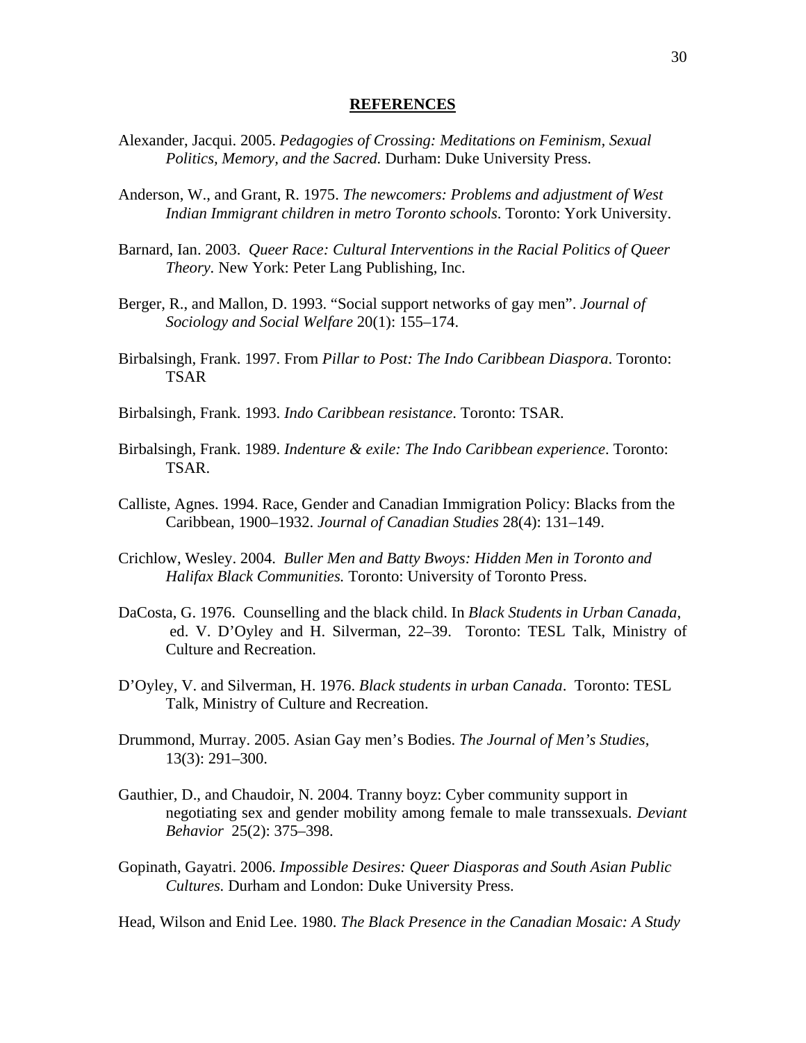## REFERENCES

Alexander, Jacqui. 2005. *Pedagogies of Crossing: Meditations on Feminism, Sexual Politics, Memory, and the Sacred.* Durham: Duke University Press.

Anderson, W., and Grant, R. 1975. *The newcomers: Problems and adjustment of West Indian Immigrant children in metro Toronto schools*. Toronto: York University.

Barnard, Ian. 2003. *Queer Race: Cultural Interventions in the Racial Politics of Queer Theory*. New York: Peter Lang Publishing, Inc.

Berger, R., and Mallon, D. 1993. "Social support networks of gay men". *Journal of Sociology and Social Welfare* 20(1): 155–174.

Birbalsingh, Frank. 1997. From *Pillar to Post: The Indo Caribbean Diaspora*. Toronto: TSAR

Birbalsingh, Frank. 1993. *Indo Caribbean resistance*. Toronto: TSAR.

Birbalsingh, Frank. 1989. *Indenture & exile: The Indo Caribbean experience*. Toronto: TSAR.

Calliste, Agnes. 1994. Race, Gender and Canadian Immigration Policy: Blacks from the Caribbean, 1900–1932. *Journal of Canadian Studies* 28(4): 131–149.

Crichlow, Wesley. 2004. *Buller Men and Batty Bwoys: Hidden Men in Toronto and Halifax Black Communities.* Toronto: University of Toronto Press.

DaCosta, G. 1976. Counselling and the black child. In *Black Students in Urban Canada*, ed. V. D'Oyley and H. Silverman, 22–39. Toronto: TESL Talk, Ministry of Culture and Recreation.

D'Oyley, V. and Silverman, H. 1976. *Black students in urban Canada*. Toronto: TESL Talk, Ministry of Culture and Recreation.

Drummond, Murray. 2005. Asian Gay men's Bodies. *The Journal of Men's Studies*, 13(3): 291–300.

Gauthier, D., and Chaudoir, N. 2004. Tranny boyz: Cyber community support in negotiating sex and gender mobility among female to male transsexuals. *Deviant Behavior* 25(2): 375–398.

Gopinath, Gayatri. 2006. *Impossible Desires: Queer Diasporas and South Asian Public Cultures.* Durham and London: Duke University Press.

Head, Wilson and Enid Lee. 1980. *The Black Presence in the Canadian Mosaic: A Study*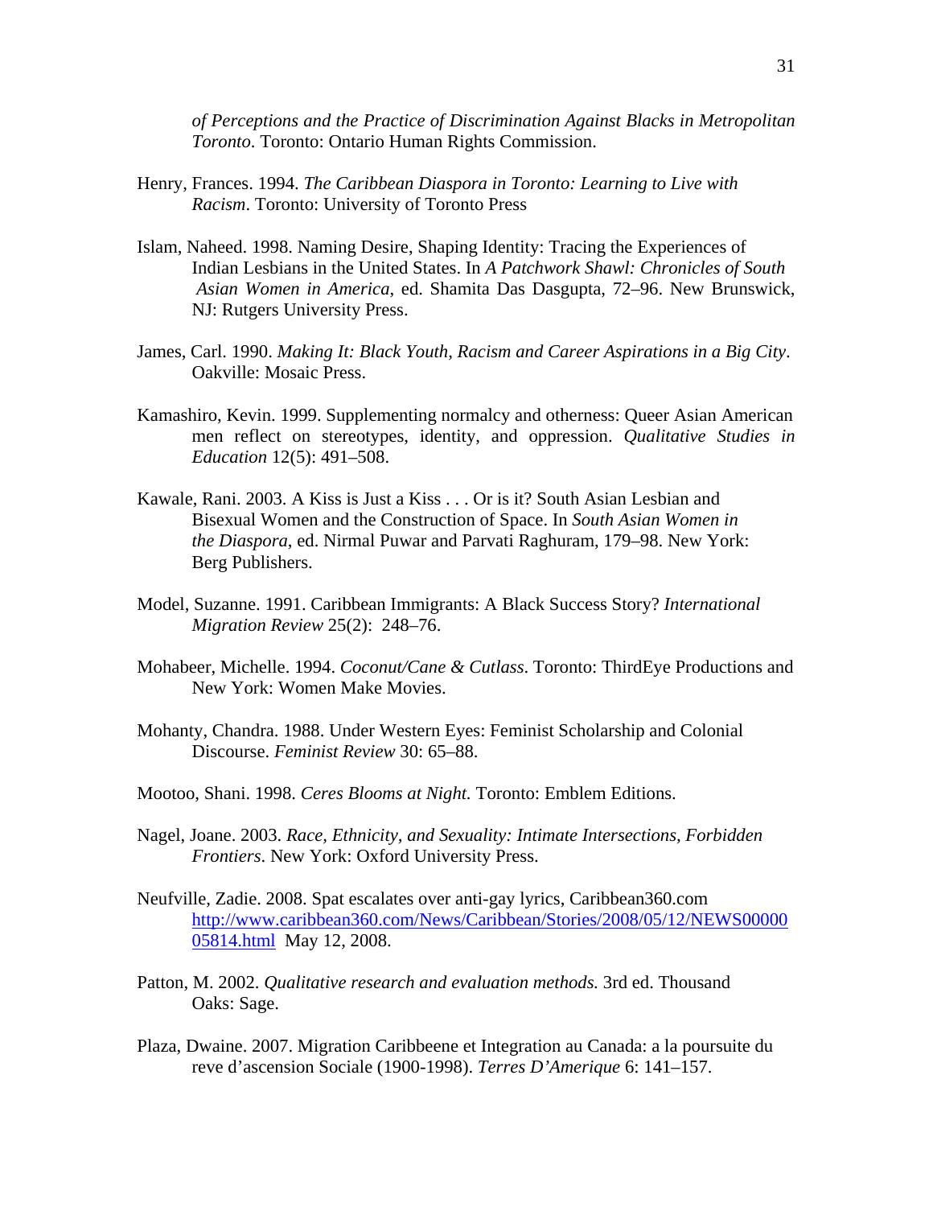*of Perceptions and the Practice of Discrimination Against Blacks in Metropolitan Toronto*. Toronto: Ontario Human Rights Commission.

Henry, Frances. 1994. *The Caribbean Diaspora in Toronto: Learning to Live with Racism*. Toronto: University of Toronto Press

Islam, Naheed. 1998. Naming Desire, Shaping Identity: Tracing the Experiences of Indian Lesbians in the United States. In *A Patchwork Shawl: Chronicles of South Asian Women in America*, ed. Shamita Das Dasgupta, 72–96. New Brunswick, NJ: Rutgers University Press.

James, Carl. 1990. *Making It: Black Youth, Racism and Career Aspirations in a Big City*. Oakville: Mosaic Press.

Kamashiro, Kevin. 1999. Supplementing normalcy and otherness: Queer Asian American men reflect on stereotypes, identity, and oppression. *Qualitative Studies in Education* 12(5): 491–508.

Kawale, Rani. 2003. A Kiss is Just a Kiss . . . Or is it? South Asian Lesbian and Bisexual Women and the Construction of Space. In *South Asian Women in the Diaspora*, ed. Nirmal Puwar and Parvati Raghuram, 179–98. New York: Berg Publishers.

Model, Suzanne. 1991. Caribbean Immigrants: A Black Success Story? *International Migration Review* 25(2): 248–76.

Mohabeer, Michelle. 1994. *Coconut/Cane & Cutlass*. Toronto: ThirdEye Productions and New York: Women Make Movies.

Mohanty, Chandra. 1988. Under Western Eyes: Feminist Scholarship and Colonial Discourse. *Feminist Review* 30: 65–88.

Mootoo, Shani. 1998. *Ceres Blooms at Night.* Toronto: Emblem Editions.

Nagel, Joane. 2003. *Race, Ethnicity, and Sexuality: Intimate Intersections, Forbidden Frontiers*. New York: Oxford University Press.

Neufville, Zadie. 2008. Spat escalates over anti-gay lyrics, Caribbean360.com http://www.caribbean360.com/News/Caribbean/Stories/2008/05/12/NEWS0000005814.html May 12, 2008.

Patton, M. 2002. *Qualitative research and evaluation methods.* 3rd ed. Thousand Oaks: Sage.

Plaza, Dwaine. 2007. Migration Caribbeene et Integration au Canada: a la poursuite du reve d'ascension Sociale (1900-1998). *Terres D'Amerique* 6: 141–157.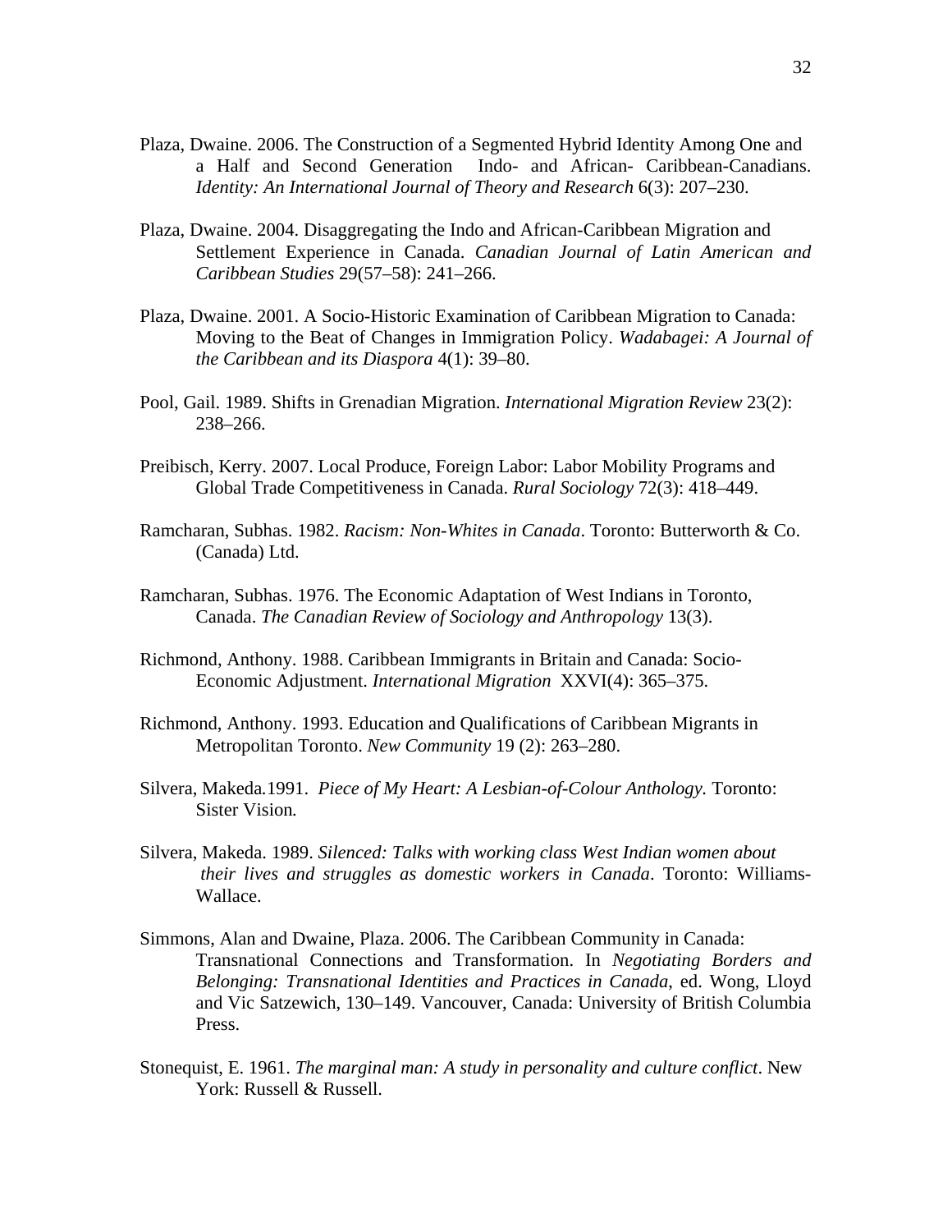Plaza, Dwaine. 2006. The Construction of a Segmented Hybrid Identity Among One and a Half and Second Generation Indo- and African- Caribbean-Canadians. *Identity: An International Journal of Theory and Research* 6(3): 207–230.

Plaza, Dwaine. 2004. Disaggregating the Indo and African-Caribbean Migration and Settlement Experience in Canada. *Canadian Journal of Latin American and Caribbean Studies* 29(57–58): 241–266.

Plaza, Dwaine. 2001. A Socio-Historic Examination of Caribbean Migration to Canada: Moving to the Beat of Changes in Immigration Policy. *Wadabagei: A Journal of the Caribbean and its Diaspora* 4(1): 39–80.

Pool, Gail. 1989. Shifts in Grenadian Migration. *International Migration Review* 23(2): 238–266.

Preibisch, Kerry. 2007. Local Produce, Foreign Labor: Labor Mobility Programs and Global Trade Competitiveness in Canada. *Rural Sociology* 72(3): 418–449.

Ramcharan, Subhas. 1982. *Racism: Non-Whites in Canada*. Toronto: Butterworth & Co. (Canada) Ltd.

Ramcharan, Subhas. 1976. The Economic Adaptation of West Indians in Toronto, Canada. *The Canadian Review of Sociology and Anthropology* 13(3).

Richmond, Anthony. 1988. Caribbean Immigrants in Britain and Canada: Socio-Economic Adjustment. *International Migration* XXVI(4): 365–375.

Richmond, Anthony. 1993. Education and Qualifications of Caribbean Migrants in Metropolitan Toronto. *New Community* 19 (2): 263–280.

Silvera, Makeda.1991. *Piece of My Heart: A Lesbian-of-Colour Anthology.* Toronto: Sister Vision*.*

Silvera, Makeda. 1989. *Silenced: Talks with working class West Indian women about their lives and struggles as domestic workers in Canada*. Toronto: Williams-Wallace.

Simmons, Alan and Dwaine, Plaza. 2006. The Caribbean Community in Canada: Transnational Connections and Transformation. In *Negotiating Borders and Belonging: Transnational Identities and Practices in Canada*, ed. Wong, Lloyd and Vic Satzewich, 130–149. Vancouver, Canada: University of British Columbia Press.

Stonequist, E. 1961. *The marginal man: A study in personality and culture conflict*. New York: Russell & Russell.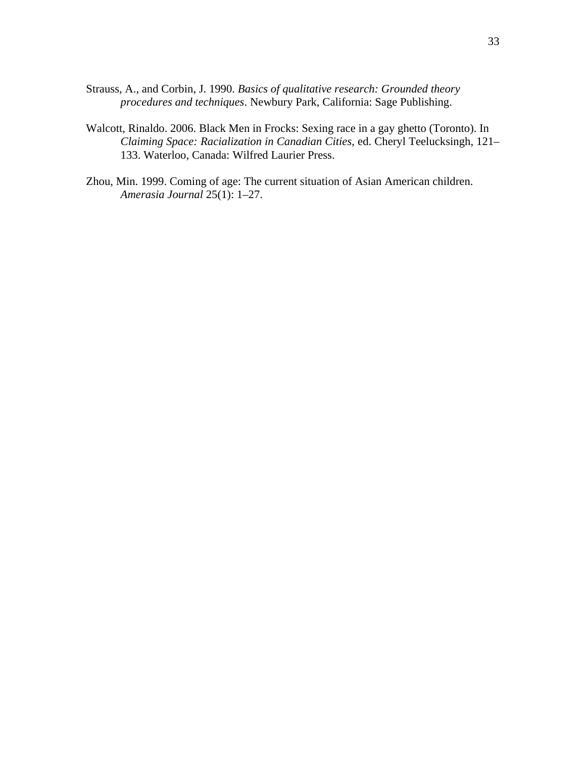Strauss, A., and Corbin, J. 1990. *Basics of qualitative research: Grounded theory procedures and techniques*. Newbury Park, California: Sage Publishing.

Walcott, Rinaldo. 2006. Black Men in Frocks: Sexing race in a gay ghetto (Toronto). In *Claiming Space: Racialization in Canadian Cities*, ed. Cheryl Teelucksingh, 121–133. Waterloo, Canada: Wilfred Laurier Press.

Zhou, Min. 1999. Coming of age: The current situation of Asian American children. *Amerasia Journal* 25(1): 1–27.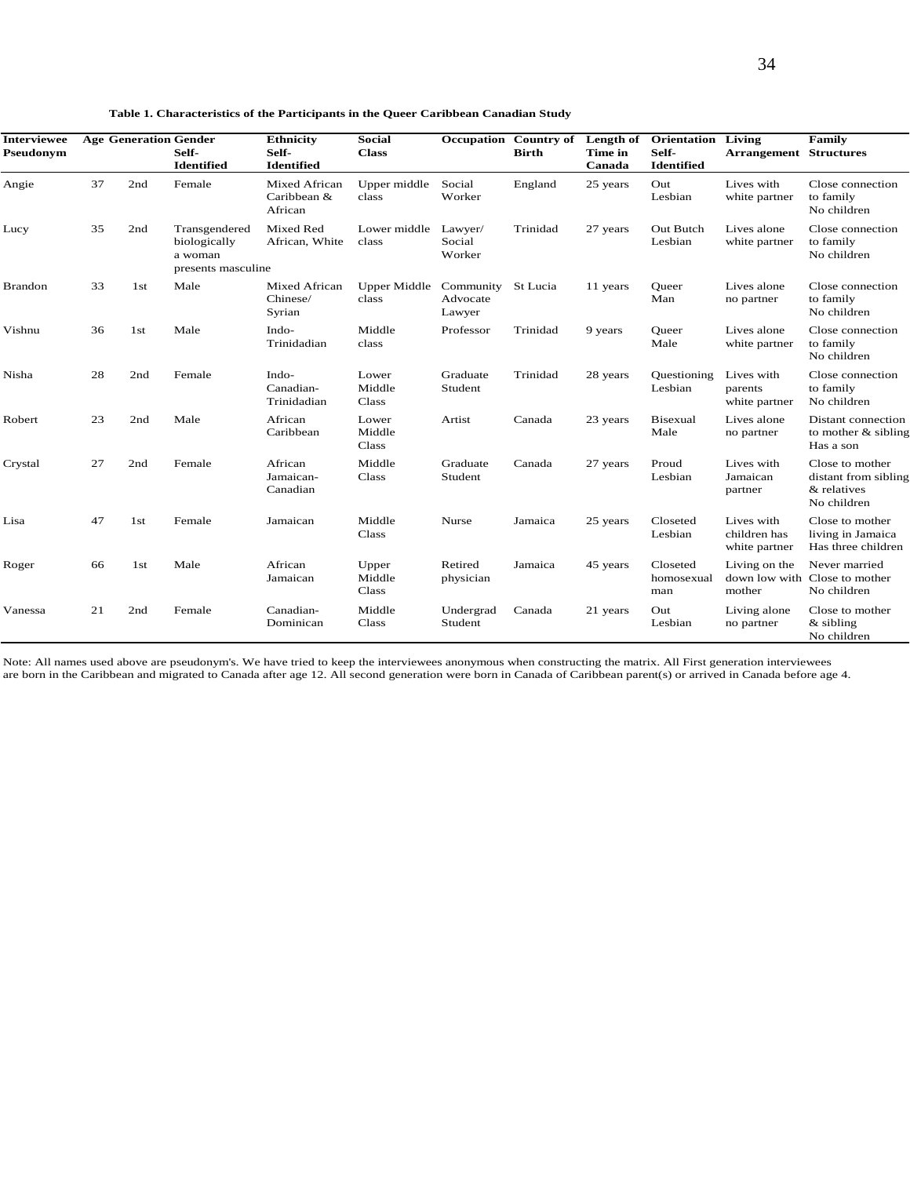**Table 1. Characteristics of the Participants in the Queer Caribbean Canadian Study**

| Interviewee Pseudonym | Age | Generation | Gender Self-Identified | Ethnicity Self-Identified | Social Class | Occupation | Country of Birth | Length of Time in Canada | Orientation Self-Identified | Living Arrangement | Family Structures |
|---|---|---|---|---|---|---|---|---|---|---|---|
| Angie | 37 | 2nd | Female | Mixed African Caribbean & African | Upper middle class | Social Worker | England | 25 years | Out Lesbian | Lives with white partner | Close connection to family No children |
| Lucy | 35 | 2nd | Transgendered biologically a woman presents masculine | Mixed Red African, White | Lower middle class | Lawyer/ Social Worker | Trinidad | 27 years | Out Butch Lesbian | Lives alone white partner | Close connection to family No children |
| Brandon | 33 | 1st | Male | Mixed African Chinese/ Syrian | Upper Middle class | Community Advocate Lawyer | St Lucia | 11 years | Queer Man | Lives alone no partner | Close connection to family No children |
| Vishnu | 36 | 1st | Male | Indo-Trinidadian | Middle class | Professor | Trinidad | 9 years | Queer Male | Lives alone white partner | Close connection to family No children |
| Nisha | 28 | 2nd | Female | Indo-Canadian-Trinidadian | Lower Middle Class | Graduate Student | Trinidad | 28 years | Questioning Lesbian | Lives with parents white partner | Close connection to family No children |
| Robert | 23 | 2nd | Male | African Caribbean | Lower Middle Class | Artist | Canada | 23 years | Bisexual Male | Lives alone no partner | Distant connection to mother & sibling Has a son |
| Crystal | 27 | 2nd | Female | African Jamaican-Canadian | Middle Class | Graduate Student | Canada | 27 years | Proud Lesbian | Lives with Jamaican partner | Close to mother distant from sibling & relatives No children |
| Lisa | 47 | 1st | Female | Jamaican | Middle Class | Nurse | Jamaica | 25 years | Closeted Lesbian | Lives with children has white partner | Close to mother living in Jamaica Has three children |
| Roger | 66 | 1st | Male | African Jamaican | Upper Middle Class | Retired physician | Jamaica | 45 years | Closeted homosexual man | Living on the down low with mother | Never married Close to mother No children |
| Vanessa | 21 | 2nd | Female | Canadian-Dominican | Middle Class | Undergrad Student | Canada | 21 years | Out Lesbian | Living alone no partner | Close to mother & sibling No children |

Note: All names used above are pseudonym's. We have tried to keep the interviewees anonymous when constructing the matrix. All First generation interviewees are born in the Caribbean and migrated to Canada after age 12. All second generation were born in Canada of Caribbean parent(s) or arrived in Canada before age 4.